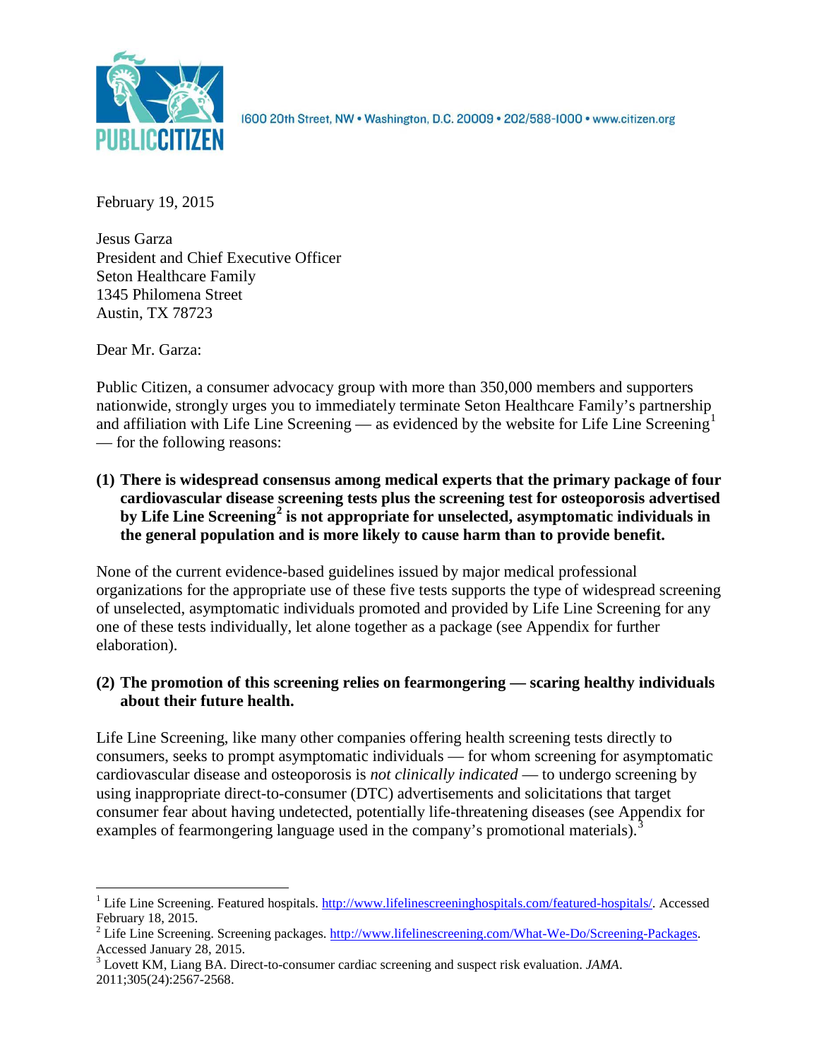1600 20th Street, NW • Washington, D.C. 20009 • 202/588-1000 • www.citizen.org

February 19, 2015

Jesus Garza
President and Chief Executive Officer
Seton Healthcare Family
1345 Philomena Street
Austin, TX 78723

Dear Mr. Garza:

Public Citizen, a consumer advocacy group with more than 350,000 members and supporters nationwide, strongly urges you to immediately terminate Seton Healthcare Family's partnership and affiliation with Life Line Screening — as evidenced by the website for Life Line Screening[1] — for the following reasons:

**(1) There is widespread consensus among medical experts that the primary package of four cardiovascular disease screening tests plus the screening test for osteoporosis advertised by Life Line Screening[2] is not appropriate for unselected, asymptomatic individuals in the general population and is more likely to cause harm than to provide benefit.**

None of the current evidence-based guidelines issued by major medical professional organizations for the appropriate use of these five tests supports the type of widespread screening of unselected, asymptomatic individuals promoted and provided by Life Line Screening for any one of these tests individually, let alone together as a package (see Appendix for further elaboration).

**(2) The promotion of this screening relies on fearmongering — scaring healthy individuals about their future health.**

Life Line Screening, like many other companies offering health screening tests directly to consumers, seeks to prompt asymptomatic individuals — for whom screening for asymptomatic cardiovascular disease and osteoporosis is *not clinically indicated* — to undergo screening by using inappropriate direct-to-consumer (DTC) advertisements and solicitations that target consumer fear about having undetected, potentially life-threatening diseases (see Appendix for examples of fearmongering language used in the company's promotional materials).[3]

---

[1] Life Line Screening. Featured hospitals. http://www.lifelinescreeninghospitals.com/featured-hospitals/. Accessed February 18, 2015.

[2] Life Line Screening. Screening packages. http://www.lifelinescreening.com/What-We-Do/Screening-Packages. Accessed January 28, 2015.

[3] Lovett KM, Liang BA. Direct-to-consumer cardiac screening and suspect risk evaluation. *JAMA*. 2011;305(24):2567-2568.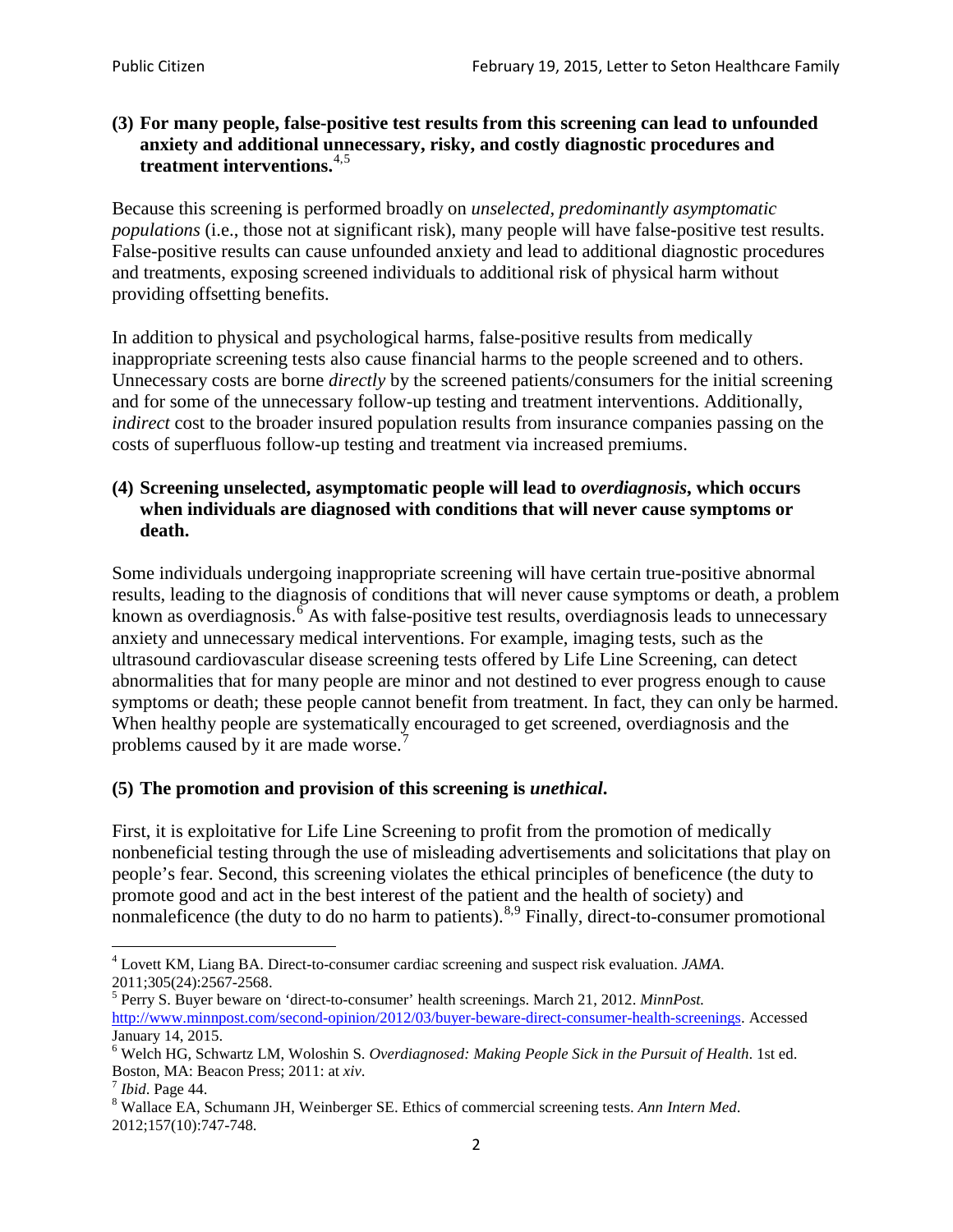**(3) For many people, false-positive test results from this screening can lead to unfounded anxiety and additional unnecessary, risky, and costly diagnostic procedures and treatment interventions.**[4,5]

Because this screening is performed broadly on *unselected, predominantly asymptomatic populations* (i.e., those not at significant risk), many people will have false-positive test results. False-positive results can cause unfounded anxiety and lead to additional diagnostic procedures and treatments, exposing screened individuals to additional risk of physical harm without providing offsetting benefits.

In addition to physical and psychological harms, false-positive results from medically inappropriate screening tests also cause financial harms to the people screened and to others. Unnecessary costs are borne *directly* by the screened patients/consumers for the initial screening and for some of the unnecessary follow-up testing and treatment interventions. Additionally, *indirect* cost to the broader insured population results from insurance companies passing on the costs of superfluous follow-up testing and treatment via increased premiums.

**(4) Screening unselected, asymptomatic people will lead to *overdiagnosis*, which occurs when individuals are diagnosed with conditions that will never cause symptoms or death.**

Some individuals undergoing inappropriate screening will have certain true-positive abnormal results, leading to the diagnosis of conditions that will never cause symptoms or death, a problem known as overdiagnosis.[6] As with false-positive test results, overdiagnosis leads to unnecessary anxiety and unnecessary medical interventions. For example, imaging tests, such as the ultrasound cardiovascular disease screening tests offered by Life Line Screening, can detect abnormalities that for many people are minor and not destined to ever progress enough to cause symptoms or death; these people cannot benefit from treatment. In fact, they can only be harmed. When healthy people are systematically encouraged to get screened, overdiagnosis and the problems caused by it are made worse.[7]

**(5) The promotion and provision of this screening is *unethical*.**

First, it is exploitative for Life Line Screening to profit from the promotion of medically nonbeneficial testing through the use of misleading advertisements and solicitations that play on people's fear. Second, this screening violates the ethical principles of beneficence (the duty to promote good and act in the best interest of the patient and the health of society) and nonmaleficence (the duty to do no harm to patients).[8,9] Finally, direct-to-consumer promotional

---

[4] Lovett KM, Liang BA. Direct-to-consumer cardiac screening and suspect risk evaluation. *JAMA*. 2011;305(24):2567-2568.

[5] Perry S. Buyer beware on 'direct-to-consumer' health screenings. March 21, 2012. *MinnPost.* http://www.minnpost.com/second-opinion/2012/03/buyer-beware-direct-consumer-health-screenings. Accessed January 14, 2015.

[6] Welch HG, Schwartz LM, Woloshin S. *Overdiagnosed: Making People Sick in the Pursuit of Health*. 1st ed. Boston, MA: Beacon Press; 2011: at *xiv*.

[7] *Ibid*. Page 44.

[8] Wallace EA, Schumann JH, Weinberger SE. Ethics of commercial screening tests. *Ann Intern Med*. 2012;157(10):747-748.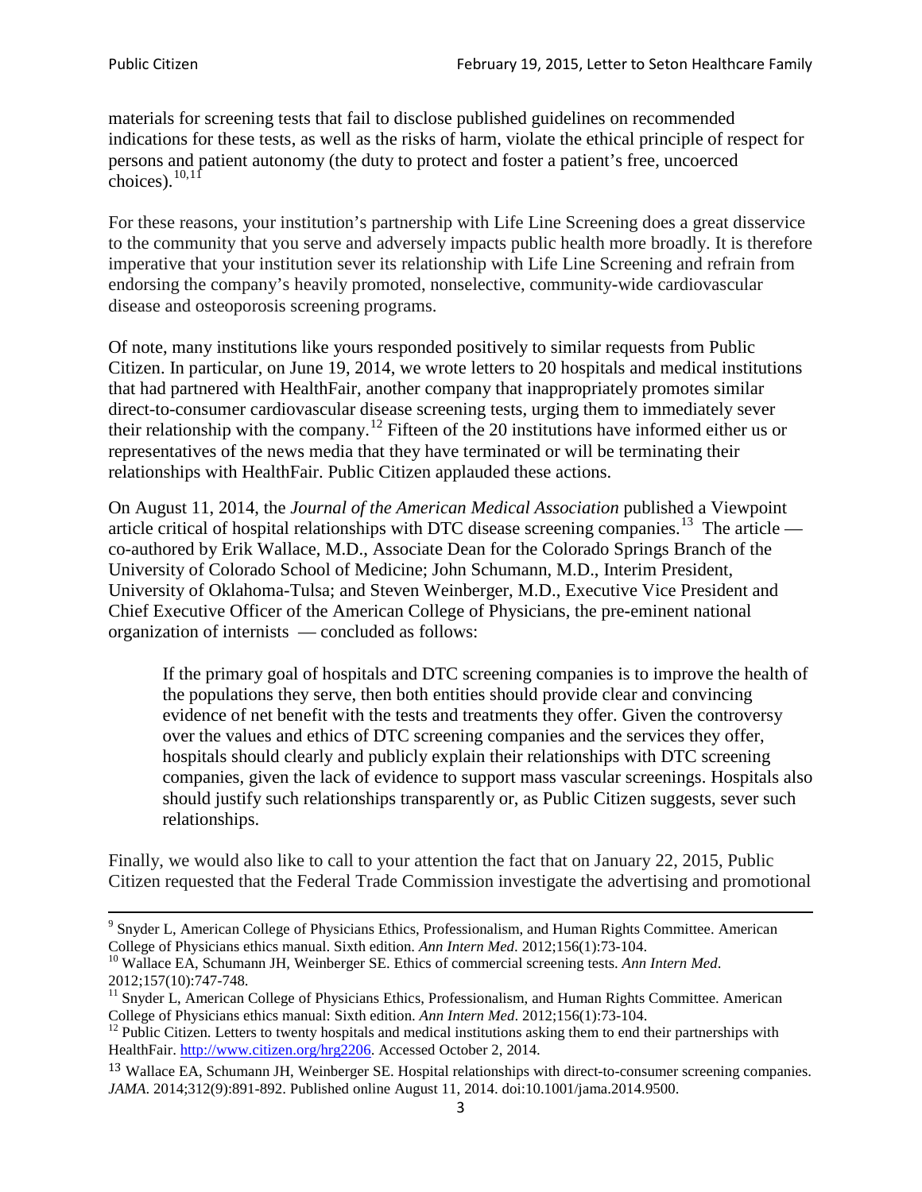materials for screening tests that fail to disclose published guidelines on recommended indications for these tests, as well as the risks of harm, violate the ethical principle of respect for persons and patient autonomy (the duty to protect and foster a patient's free, uncoerced choices).[10,11]

For these reasons, your institution's partnership with Life Line Screening does a great disservice to the community that you serve and adversely impacts public health more broadly. It is therefore imperative that your institution sever its relationship with Life Line Screening and refrain from endorsing the company's heavily promoted, nonselective, community-wide cardiovascular disease and osteoporosis screening programs.

Of note, many institutions like yours responded positively to similar requests from Public Citizen. In particular, on June 19, 2014, we wrote letters to 20 hospitals and medical institutions that had partnered with HealthFair, another company that inappropriately promotes similar direct-to-consumer cardiovascular disease screening tests, urging them to immediately sever their relationship with the company.[12] Fifteen of the 20 institutions have informed either us or representatives of the news media that they have terminated or will be terminating their relationships with HealthFair. Public Citizen applauded these actions.

On August 11, 2014, the *Journal of the American Medical Association* published a Viewpoint article critical of hospital relationships with DTC disease screening companies.[13] The article — co-authored by Erik Wallace, M.D., Associate Dean for the Colorado Springs Branch of the University of Colorado School of Medicine; John Schumann, M.D., Interim President, University of Oklahoma-Tulsa; and Steven Weinberger, M.D., Executive Vice President and Chief Executive Officer of the American College of Physicians, the pre-eminent national organization of internists — concluded as follows:

> If the primary goal of hospitals and DTC screening companies is to improve the health of the populations they serve, then both entities should provide clear and convincing evidence of net benefit with the tests and treatments they offer. Given the controversy over the values and ethics of DTC screening companies and the services they offer, hospitals should clearly and publicly explain their relationships with DTC screening companies, given the lack of evidence to support mass vascular screenings. Hospitals also should justify such relationships transparently or, as Public Citizen suggests, sever such relationships.

Finally, we would also like to call to your attention the fact that on January 22, 2015, Public Citizen requested that the Federal Trade Commission investigate the advertising and promotional

---

[9] Snyder L, American College of Physicians Ethics, Professionalism, and Human Rights Committee. American College of Physicians ethics manual. Sixth edition. *Ann Intern Med*. 2012;156(1):73-104.

[10] Wallace EA, Schumann JH, Weinberger SE. Ethics of commercial screening tests. *Ann Intern Med*. 2012;157(10):747-748.

[11] Snyder L, American College of Physicians Ethics, Professionalism, and Human Rights Committee. American College of Physicians ethics manual: Sixth edition. *Ann Intern Med*. 2012;156(1):73-104.

[12] Public Citizen. Letters to twenty hospitals and medical institutions asking them to end their partnerships with HealthFair. http://www.citizen.org/hrg2206. Accessed October 2, 2014.

[13] Wallace EA, Schumann JH, Weinberger SE. Hospital relationships with direct-to-consumer screening companies. *JAMA*. 2014;312(9):891-892. Published online August 11, 2014. doi:10.1001/jama.2014.9500.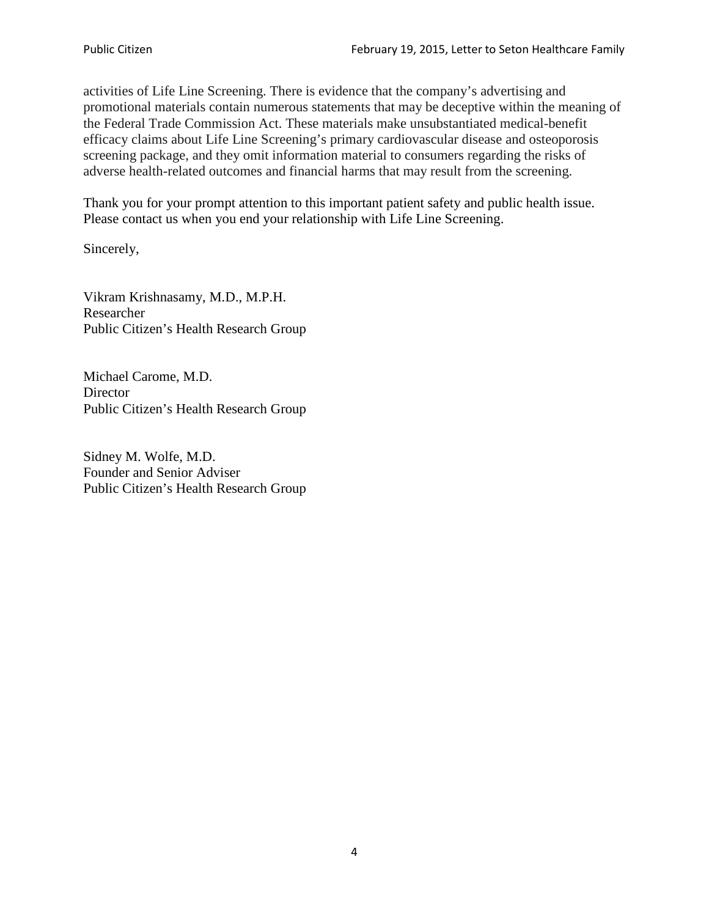activities of Life Line Screening. There is evidence that the company's advertising and promotional materials contain numerous statements that may be deceptive within the meaning of the Federal Trade Commission Act. These materials make unsubstantiated medical-benefit efficacy claims about Life Line Screening's primary cardiovascular disease and osteoporosis screening package, and they omit information material to consumers regarding the risks of adverse health-related outcomes and financial harms that may result from the screening.

Thank you for your prompt attention to this important patient safety and public health issue. Please contact us when you end your relationship with Life Line Screening.

Sincerely,

Vikram Krishnasamy, M.D., M.P.H.
Researcher
Public Citizen's Health Research Group

Michael Carome, M.D.
Director
Public Citizen's Health Research Group

Sidney M. Wolfe, M.D.
Founder and Senior Adviser
Public Citizen's Health Research Group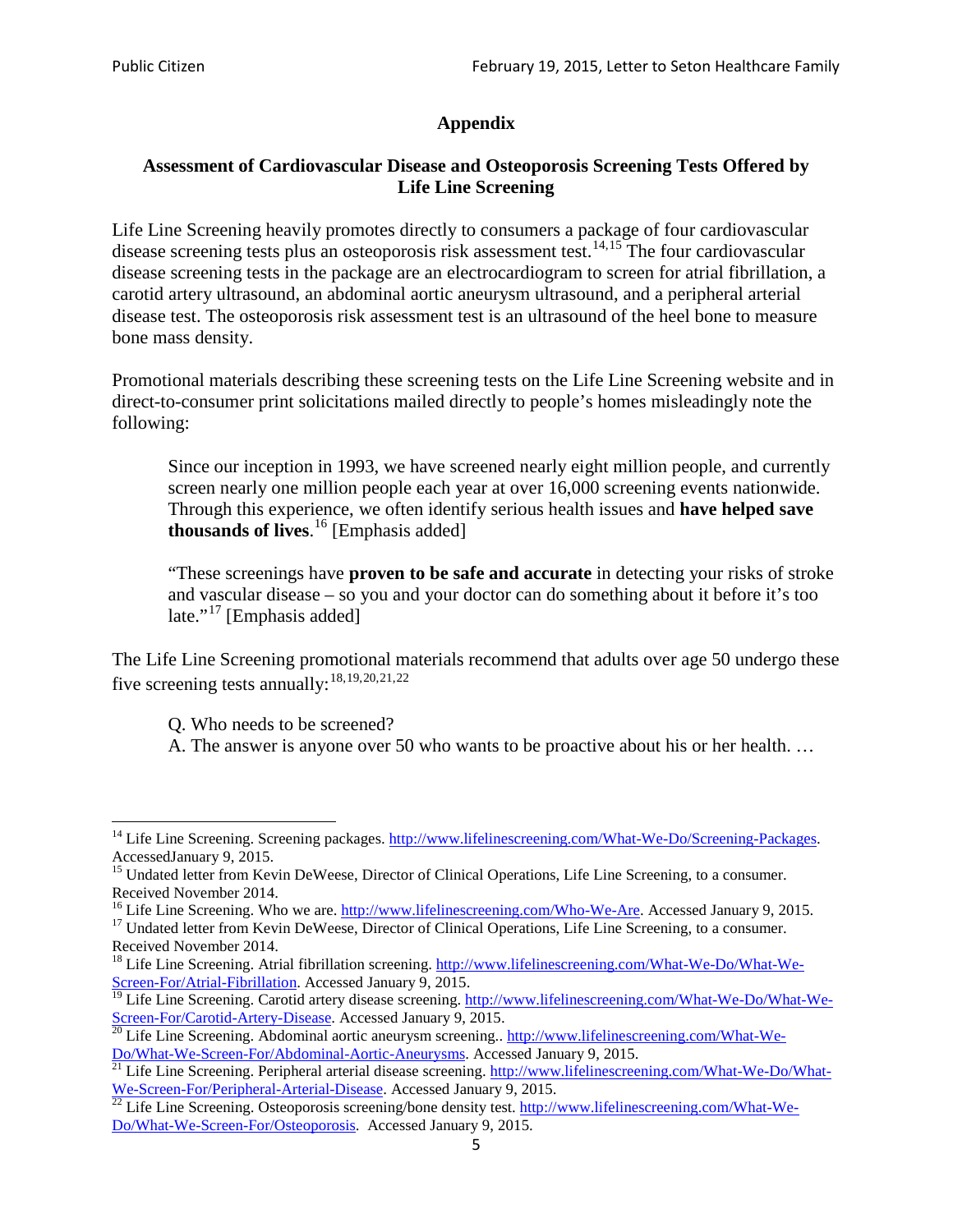## Appendix

### Assessment of Cardiovascular Disease and Osteoporosis Screening Tests Offered by Life Line Screening

Life Line Screening heavily promotes directly to consumers a package of four cardiovascular disease screening tests plus an osteoporosis risk assessment test.[14,15] The four cardiovascular disease screening tests in the package are an electrocardiogram to screen for atrial fibrillation, a carotid artery ultrasound, an abdominal aortic aneurysm ultrasound, and a peripheral arterial disease test. The osteoporosis risk assessment test is an ultrasound of the heel bone to measure bone mass density.

Promotional materials describing these screening tests on the Life Line Screening website and in direct-to-consumer print solicitations mailed directly to people's homes misleadingly note the following:

> Since our inception in 1993, we have screened nearly eight million people, and currently screen nearly one million people each year at over 16,000 screening events nationwide. Through this experience, we often identify serious health issues and **have helped save thousands of lives**.[16] [Emphasis added]
>
> "These screenings have **proven to be safe and accurate** in detecting your risks of stroke and vascular disease – so you and your doctor can do something about it before it's too late."[17] [Emphasis added]

The Life Line Screening promotional materials recommend that adults over age 50 undergo these five screening tests annually:[18,19,20,21,22]

> Q. Who needs to be screened?
> A. The answer is anyone over 50 who wants to be proactive about his or her health. …

---

[14] Life Line Screening. Screening packages. http://www.lifelinescreening.com/What-We-Do/Screening-Packages. AccessedJanuary 9, 2015.

[15] Undated letter from Kevin DeWeese, Director of Clinical Operations, Life Line Screening, to a consumer. Received November 2014.

[16] Life Line Screening. Who we are. http://www.lifelinescreening.com/Who-We-Are. Accessed January 9, 2015.

[17] Undated letter from Kevin DeWeese, Director of Clinical Operations, Life Line Screening, to a consumer. Received November 2014.

[18] Life Line Screening. Atrial fibrillation screening. http://www.lifelinescreening.com/What-We-Do/What-We-Screen-For/Atrial-Fibrillation. Accessed January 9, 2015.

[19] Life Line Screening. Carotid artery disease screening. http://www.lifelinescreening.com/What-We-Do/What-We-Screen-For/Carotid-Artery-Disease. Accessed January 9, 2015.

[20] Life Line Screening. Abdominal aortic aneurysm screening.. http://www.lifelinescreening.com/What-We-Do/What-We-Screen-For/Abdominal-Aortic-Aneurysms. Accessed January 9, 2015.

[21] Life Line Screening. Peripheral arterial disease screening. http://www.lifelinescreening.com/What-We-Do/What-We-Screen-For/Peripheral-Arterial-Disease. Accessed January 9, 2015.

[22] Life Line Screening. Osteoporosis screening/bone density test. http://www.lifelinescreening.com/What-We-Do/What-We-Screen-For/Osteoporosis. Accessed January 9, 2015.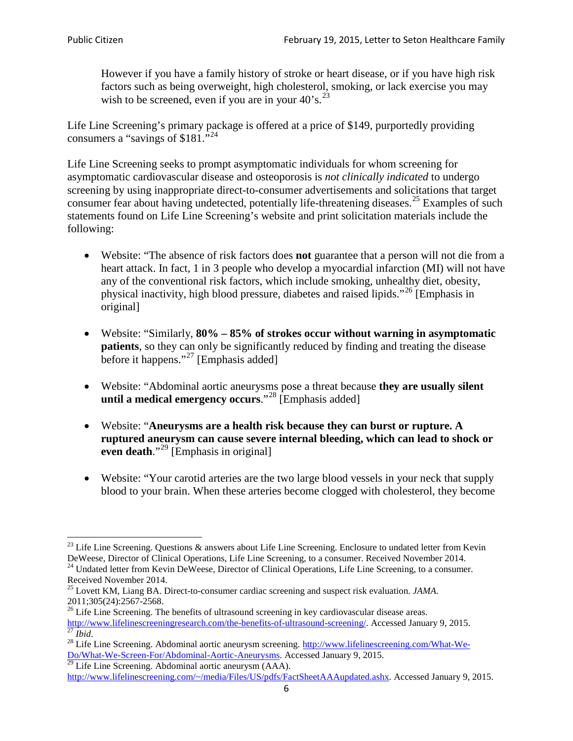> However if you have a family history of stroke or heart disease, or if you have high risk factors such as being overweight, high cholesterol, smoking, or lack exercise you may wish to be screened, even if you are in your 40's.[23]

Life Line Screening's primary package is offered at a price of $149, purportedly providing consumers a "savings of $181."[24]

Life Line Screening seeks to prompt asymptomatic individuals for whom screening for asymptomatic cardiovascular disease and osteoporosis is *not clinically indicated* to undergo screening by using inappropriate direct-to-consumer advertisements and solicitations that target consumer fear about having undetected, potentially life-threatening diseases.[25] Examples of such statements found on Life Line Screening's website and print solicitation materials include the following:

- Website: "The absence of risk factors does **not** guarantee that a person will not die from a heart attack. In fact, 1 in 3 people who develop a myocardial infarction (MI) will not have any of the conventional risk factors, which include smoking, unhealthy diet, obesity, physical inactivity, high blood pressure, diabetes and raised lipids."[26] [Emphasis in original]

- Website: "Similarly, **80% – 85% of strokes occur without warning in asymptomatic patients**, so they can only be significantly reduced by finding and treating the disease before it happens."[27] [Emphasis added]

- Website: "Abdominal aortic aneurysms pose a threat because **they are usually silent until a medical emergency occurs**."[28] [Emphasis added]

- Website: "**Aneurysms are a health risk because they can burst or rupture. A ruptured aneurysm can cause severe internal bleeding, which can lead to shock or even death**."[29] [Emphasis in original]

- Website: "Your carotid arteries are the two large blood vessels in your neck that supply blood to your brain. When these arteries become clogged with cholesterol, they become

---

[23] Life Line Screening. Questions & answers about Life Line Screening. Enclosure to undated letter from Kevin DeWeese, Director of Clinical Operations, Life Line Screening, to a consumer. Received November 2014.

[24] Undated letter from Kevin DeWeese, Director of Clinical Operations, Life Line Screening, to a consumer. Received November 2014.

[25] Lovett KM, Liang BA. Direct-to-consumer cardiac screening and suspect risk evaluation. *JAMA*. 2011;305(24):2567-2568.

[26] Life Line Screening. The benefits of ultrasound screening in key cardiovascular disease areas. http://www.lifelinescreeningresearch.com/the-benefits-of-ultrasound-screening/. Accessed January 9, 2015.

[27] *Ibid*.

[28] Life Line Screening. Abdominal aortic aneurysm screening. http://www.lifelinescreening.com/What-We-Do/What-We-Screen-For/Abdominal-Aortic-Aneurysms. Accessed January 9, 2015.

[29] Life Line Screening. Abdominal aortic aneurysm (AAA). http://www.lifelinescreening.com/~/media/Files/US/pdfs/FactSheetAAAupdated.ashx. Accessed January 9, 2015.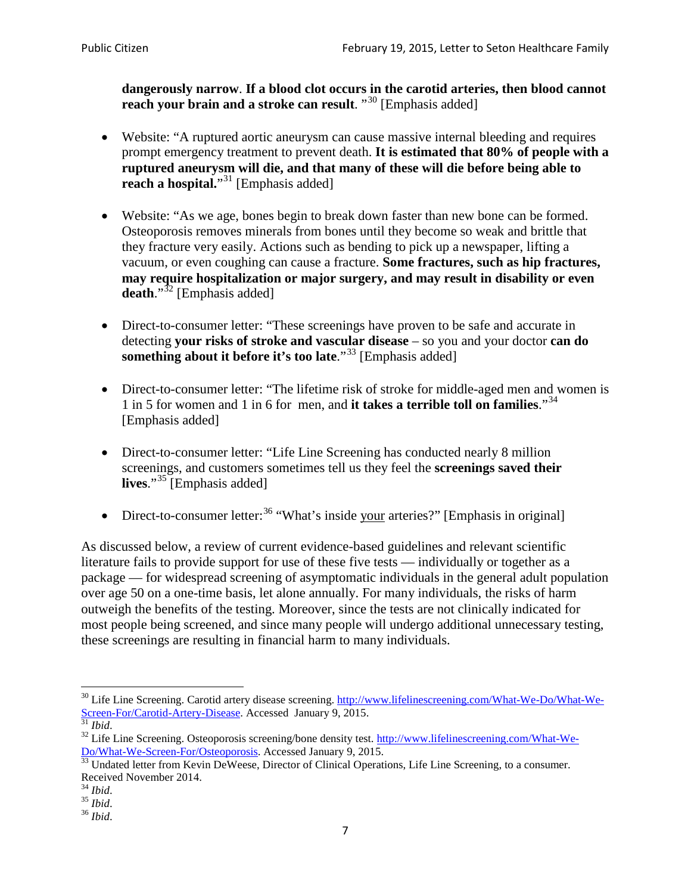**dangerously narrow**. **If a blood clot occurs in the carotid arteries, then blood cannot reach your brain and a stroke can result**. "[30] [Emphasis added]

- Website: "A ruptured aortic aneurysm can cause massive internal bleeding and requires prompt emergency treatment to prevent death. **It is estimated that 80% of people with a ruptured aneurysm will die, and that many of these will die before being able to reach a hospital.**"[31] [Emphasis added]

- Website: "As we age, bones begin to break down faster than new bone can be formed. Osteoporosis removes minerals from bones until they become so weak and brittle that they fracture very easily. Actions such as bending to pick up a newspaper, lifting a vacuum, or even coughing can cause a fracture. **Some fractures, such as hip fractures, may require hospitalization or major surgery, and may result in disability or even death**."[32] [Emphasis added]

- Direct-to-consumer letter: "These screenings have proven to be safe and accurate in detecting **your risks of stroke and vascular disease** – so you and your doctor **can do something about it before it's too late**."[33] [Emphasis added]

- Direct-to-consumer letter: "The lifetime risk of stroke for middle-aged men and women is 1 in 5 for women and 1 in 6 for men, and **it takes a terrible toll on families**."[34] [Emphasis added]

- Direct-to-consumer letter: "Life Line Screening has conducted nearly 8 million screenings, and customers sometimes tell us they feel the **screenings saved their lives**."[35] [Emphasis added]

- Direct-to-consumer letter:[36] "What's inside <u>your</u> arteries?" [Emphasis in original]

As discussed below, a review of current evidence-based guidelines and relevant scientific literature fails to provide support for use of these five tests — individually or together as a package — for widespread screening of asymptomatic individuals in the general adult population over age 50 on a one-time basis, let alone annually. For many individuals, the risks of harm outweigh the benefits of the testing. Moreover, since the tests are not clinically indicated for most people being screened, and since many people will undergo additional unnecessary testing, these screenings are resulting in financial harm to many individuals.

---

[30] Life Line Screening. Carotid artery disease screening. http://www.lifelinescreening.com/What-We-Do/What-We-Screen-For/Carotid-Artery-Disease. Accessed January 9, 2015.

[31] *Ibid*.

[32] Life Line Screening. Osteoporosis screening/bone density test. http://www.lifelinescreening.com/What-We-Do/What-We-Screen-For/Osteoporosis. Accessed January 9, 2015.

[33] Undated letter from Kevin DeWeese, Director of Clinical Operations, Life Line Screening, to a consumer. Received November 2014.

[34] *Ibid*.

[35] *Ibid*.

[36] *Ibid*.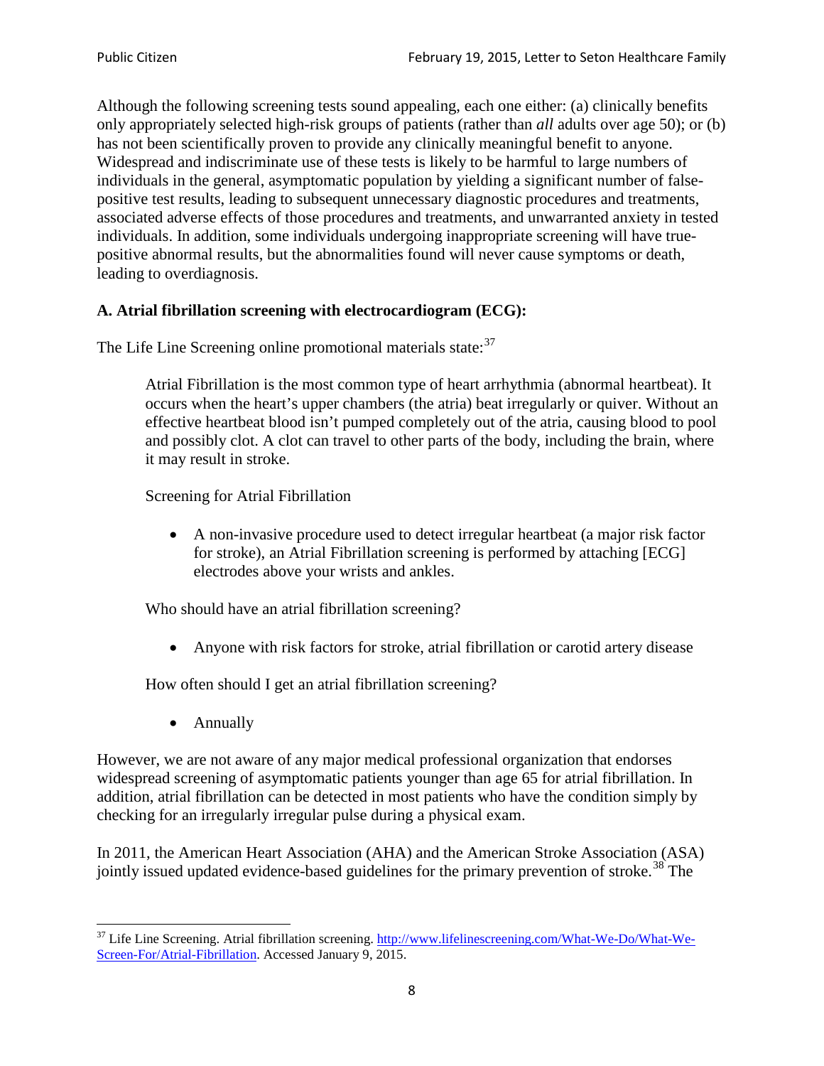Although the following screening tests sound appealing, each one either: (a) clinically benefits only appropriately selected high-risk groups of patients (rather than *all* adults over age 50); or (b) has not been scientifically proven to provide any clinically meaningful benefit to anyone. Widespread and indiscriminate use of these tests is likely to be harmful to large numbers of individuals in the general, asymptomatic population by yielding a significant number of false-positive test results, leading to subsequent unnecessary diagnostic procedures and treatments, associated adverse effects of those procedures and treatments, and unwarranted anxiety in tested individuals. In addition, some individuals undergoing inappropriate screening will have true-positive abnormal results, but the abnormalities found will never cause symptoms or death, leading to overdiagnosis.

**A. Atrial fibrillation screening with electrocardiogram (ECG):**

The Life Line Screening online promotional materials state:[37]

> Atrial Fibrillation is the most common type of heart arrhythmia (abnormal heartbeat). It occurs when the heart's upper chambers (the atria) beat irregularly or quiver. Without an effective heartbeat blood isn't pumped completely out of the atria, causing blood to pool and possibly clot. A clot can travel to other parts of the body, including the brain, where it may result in stroke.
>
> Screening for Atrial Fibrillation
>
> - A non-invasive procedure used to detect irregular heartbeat (a major risk factor for stroke), an Atrial Fibrillation screening is performed by attaching [ECG] electrodes above your wrists and ankles.
>
> Who should have an atrial fibrillation screening?
>
> - Anyone with risk factors for stroke, atrial fibrillation or carotid artery disease
>
> How often should I get an atrial fibrillation screening?
>
> - Annually

However, we are not aware of any major medical professional organization that endorses widespread screening of asymptomatic patients younger than age 65 for atrial fibrillation. In addition, atrial fibrillation can be detected in most patients who have the condition simply by checking for an irregularly irregular pulse during a physical exam.

In 2011, the American Heart Association (AHA) and the American Stroke Association (ASA) jointly issued updated evidence-based guidelines for the primary prevention of stroke.[38] The

---

[37] Life Line Screening. Atrial fibrillation screening. http://www.lifelinescreening.com/What-We-Do/What-We-Screen-For/Atrial-Fibrillation. Accessed January 9, 2015.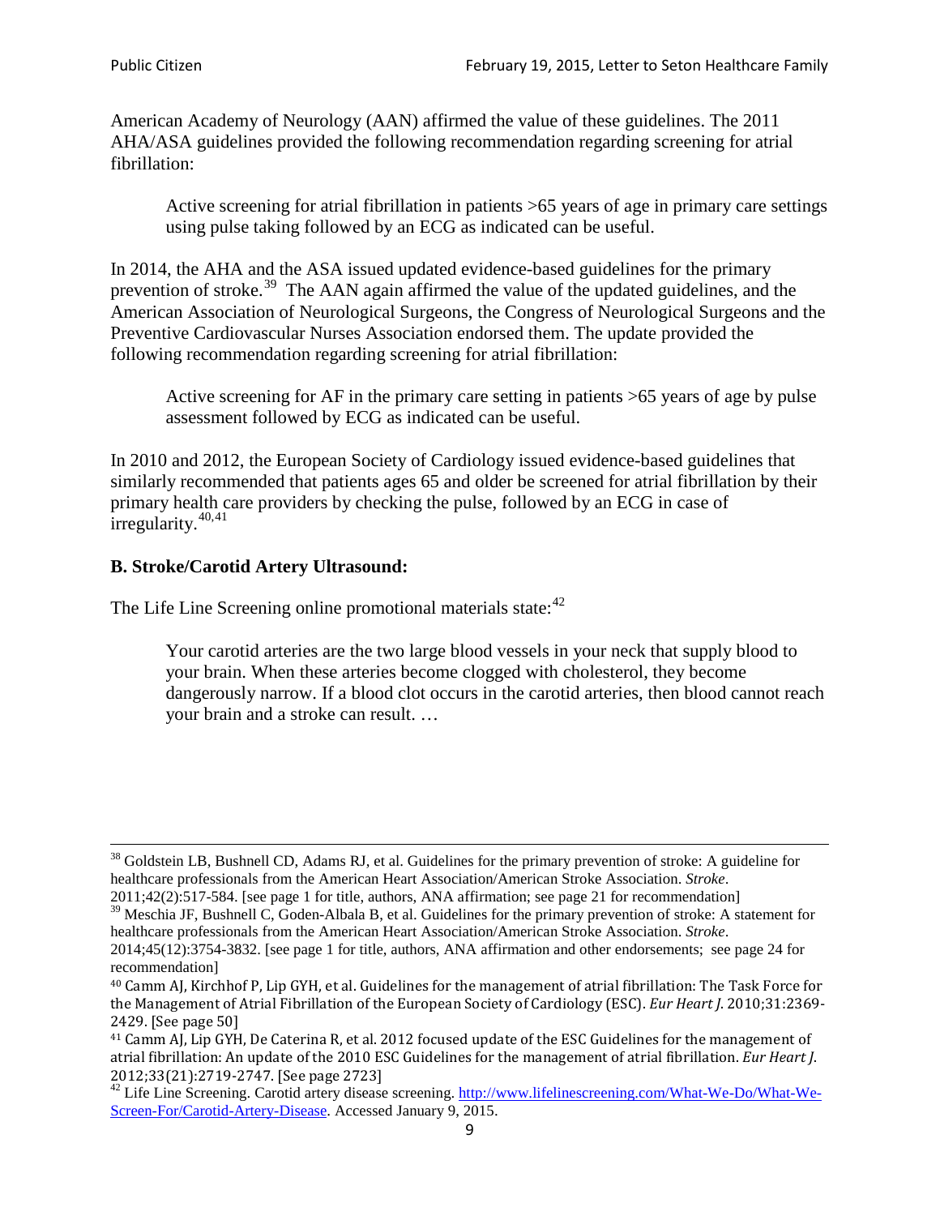American Academy of Neurology (AAN) affirmed the value of these guidelines. The 2011 AHA/ASA guidelines provided the following recommendation regarding screening for atrial fibrillation:

> Active screening for atrial fibrillation in patients >65 years of age in primary care settings using pulse taking followed by an ECG as indicated can be useful.

In 2014, the AHA and the ASA issued updated evidence-based guidelines for the primary prevention of stroke.[39] The AAN again affirmed the value of the updated guidelines, and the American Association of Neurological Surgeons, the Congress of Neurological Surgeons and the Preventive Cardiovascular Nurses Association endorsed them. The update provided the following recommendation regarding screening for atrial fibrillation:

> Active screening for AF in the primary care setting in patients >65 years of age by pulse assessment followed by ECG as indicated can be useful.

In 2010 and 2012, the European Society of Cardiology issued evidence-based guidelines that similarly recommended that patients ages 65 and older be screened for atrial fibrillation by their primary health care providers by checking the pulse, followed by an ECG in case of irregularity.[40,41]

**B. Stroke/Carotid Artery Ultrasound:**

The Life Line Screening online promotional materials state:[42]

> Your carotid arteries are the two large blood vessels in your neck that supply blood to your brain. When these arteries become clogged with cholesterol, they become dangerously narrow. If a blood clot occurs in the carotid arteries, then blood cannot reach your brain and a stroke can result. …

---

[38] Goldstein LB, Bushnell CD, Adams RJ, et al. Guidelines for the primary prevention of stroke: A guideline for healthcare professionals from the American Heart Association/American Stroke Association. *Stroke*. 2011;42(2):517-584. [see page 1 for title, authors, ANA affirmation; see page 21 for recommendation]

[39] Meschia JF, Bushnell C, Goden-Albala B, et al. Guidelines for the primary prevention of stroke: A statement for healthcare professionals from the American Heart Association/American Stroke Association. *Stroke*. 2014;45(12):3754-3832. [see page 1 for title, authors, ANA affirmation and other endorsements; see page 24 for recommendation]

[40] Camm AJ, Kirchhof P, Lip GYH, et al. Guidelines for the management of atrial fibrillation: The Task Force for the Management of Atrial Fibrillation of the European Society of Cardiology (ESC). *Eur Heart J*. 2010;31:2369-2429. [See page 50]

[41] Camm AJ, Lip GYH, De Caterina R, et al. 2012 focused update of the ESC Guidelines for the management of atrial fibrillation: An update of the 2010 ESC Guidelines for the management of atrial fibrillation. *Eur Heart J*. 2012;33(21):2719-2747. [See page 2723]

[42] Life Line Screening. Carotid artery disease screening. http://www.lifelinescreening.com/What-We-Do/What-We-Screen-For/Carotid-Artery-Disease. Accessed January 9, 2015.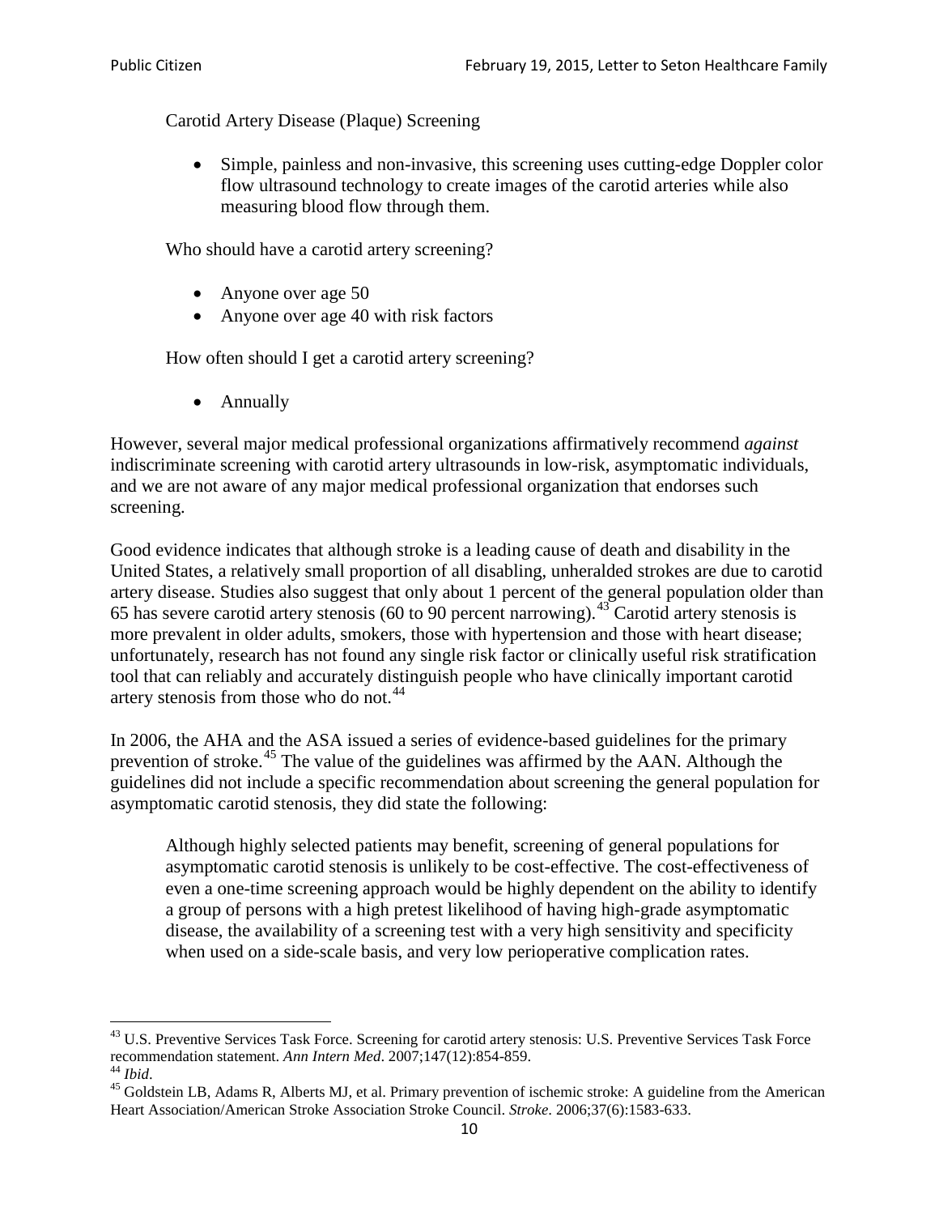Carotid Artery Disease (Plaque) Screening

- Simple, painless and non-invasive, this screening uses cutting-edge Doppler color flow ultrasound technology to create images of the carotid arteries while also measuring blood flow through them.

Who should have a carotid artery screening?

- Anyone over age 50
- Anyone over age 40 with risk factors

How often should I get a carotid artery screening?

- Annually

However, several major medical professional organizations affirmatively recommend *against* indiscriminate screening with carotid artery ultrasounds in low-risk, asymptomatic individuals, and we are not aware of any major medical professional organization that endorses such screening.

Good evidence indicates that although stroke is a leading cause of death and disability in the United States, a relatively small proportion of all disabling, unheralded strokes are due to carotid artery disease. Studies also suggest that only about 1 percent of the general population older than 65 has severe carotid artery stenosis (60 to 90 percent narrowing).[43] Carotid artery stenosis is more prevalent in older adults, smokers, those with hypertension and those with heart disease; unfortunately, research has not found any single risk factor or clinically useful risk stratification tool that can reliably and accurately distinguish people who have clinically important carotid artery stenosis from those who do not.[44]

In 2006, the AHA and the ASA issued a series of evidence-based guidelines for the primary prevention of stroke.[45] The value of the guidelines was affirmed by the AAN. Although the guidelines did not include a specific recommendation about screening the general population for asymptomatic carotid stenosis, they did state the following:

> Although highly selected patients may benefit, screening of general populations for asymptomatic carotid stenosis is unlikely to be cost-effective. The cost-effectiveness of even a one-time screening approach would be highly dependent on the ability to identify a group of persons with a high pretest likelihood of having high-grade asymptomatic disease, the availability of a screening test with a very high sensitivity and specificity when used on a side-scale basis, and very low perioperative complication rates.

---

[43] U.S. Preventive Services Task Force. Screening for carotid artery stenosis: U.S. Preventive Services Task Force recommendation statement. *Ann Intern Med*. 2007;147(12):854-859.

[44] *Ibid*.

[45] Goldstein LB, Adams R, Alberts MJ, et al. Primary prevention of ischemic stroke: A guideline from the American Heart Association/American Stroke Association Stroke Council. *Stroke*. 2006;37(6):1583-633.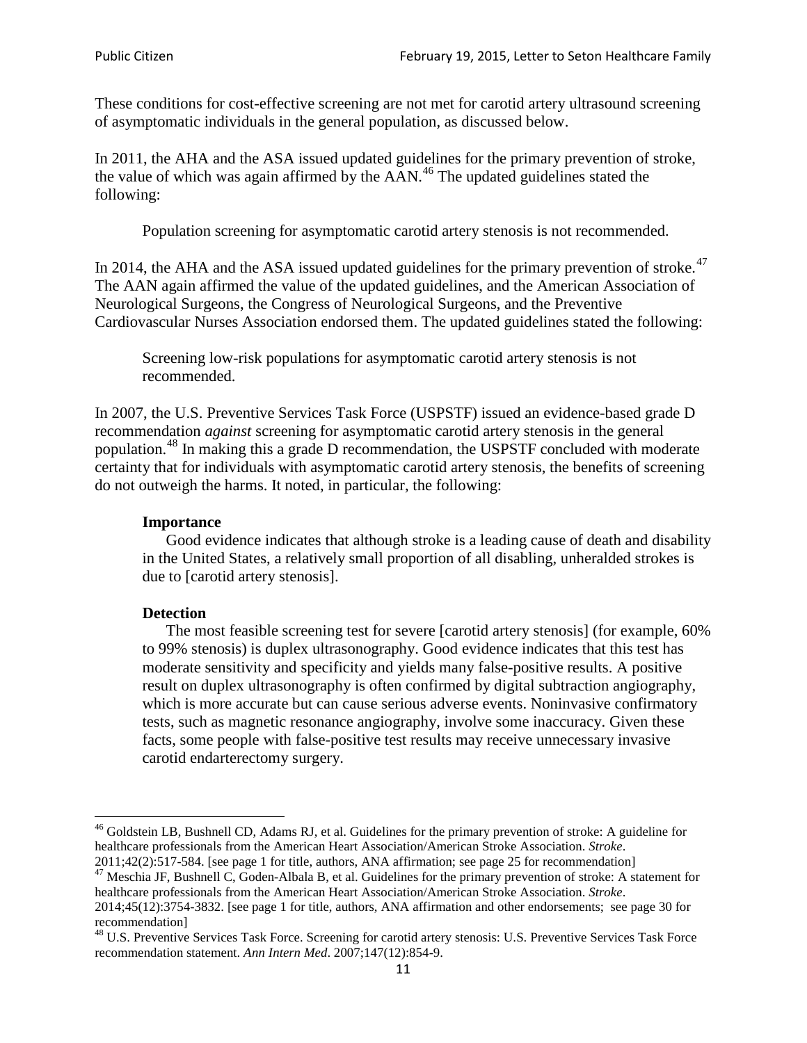These conditions for cost-effective screening are not met for carotid artery ultrasound screening of asymptomatic individuals in the general population, as discussed below.

In 2011, the AHA and the ASA issued updated guidelines for the primary prevention of stroke, the value of which was again affirmed by the AAN.[46] The updated guidelines stated the following:

> Population screening for asymptomatic carotid artery stenosis is not recommended.

In 2014, the AHA and the ASA issued updated guidelines for the primary prevention of stroke.[47] The AAN again affirmed the value of the updated guidelines, and the American Association of Neurological Surgeons, the Congress of Neurological Surgeons, and the Preventive Cardiovascular Nurses Association endorsed them. The updated guidelines stated the following:

> Screening low-risk populations for asymptomatic carotid artery stenosis is not recommended.

In 2007, the U.S. Preventive Services Task Force (USPSTF) issued an evidence-based grade D recommendation *against* screening for asymptomatic carotid artery stenosis in the general population.[48] In making this a grade D recommendation, the USPSTF concluded with moderate certainty that for individuals with asymptomatic carotid artery stenosis, the benefits of screening do not outweigh the harms. It noted, in particular, the following:

> **Importance**
>
> Good evidence indicates that although stroke is a leading cause of death and disability in the United States, a relatively small proportion of all disabling, unheralded strokes is due to [carotid artery stenosis].
>
> **Detection**
>
> The most feasible screening test for severe [carotid artery stenosis] (for example, 60% to 99% stenosis) is duplex ultrasonography. Good evidence indicates that this test has moderate sensitivity and specificity and yields many false-positive results. A positive result on duplex ultrasonography is often confirmed by digital subtraction angiography, which is more accurate but can cause serious adverse events. Noninvasive confirmatory tests, such as magnetic resonance angiography, involve some inaccuracy. Given these facts, some people with false-positive test results may receive unnecessary invasive carotid endarterectomy surgery.

---

[46] Goldstein LB, Bushnell CD, Adams RJ, et al. Guidelines for the primary prevention of stroke: A guideline for healthcare professionals from the American Heart Association/American Stroke Association. *Stroke*. 2011;42(2):517-584. [see page 1 for title, authors, ANA affirmation; see page 25 for recommendation]

[47] Meschia JF, Bushnell C, Goden-Albala B, et al. Guidelines for the primary prevention of stroke: A statement for healthcare professionals from the American Heart Association/American Stroke Association. *Stroke*. 2014;45(12):3754-3832. [see page 1 for title, authors, ANA affirmation and other endorsements; see page 30 for recommendation]

[48] U.S. Preventive Services Task Force. Screening for carotid artery stenosis: U.S. Preventive Services Task Force recommendation statement. *Ann Intern Med*. 2007;147(12):854-9.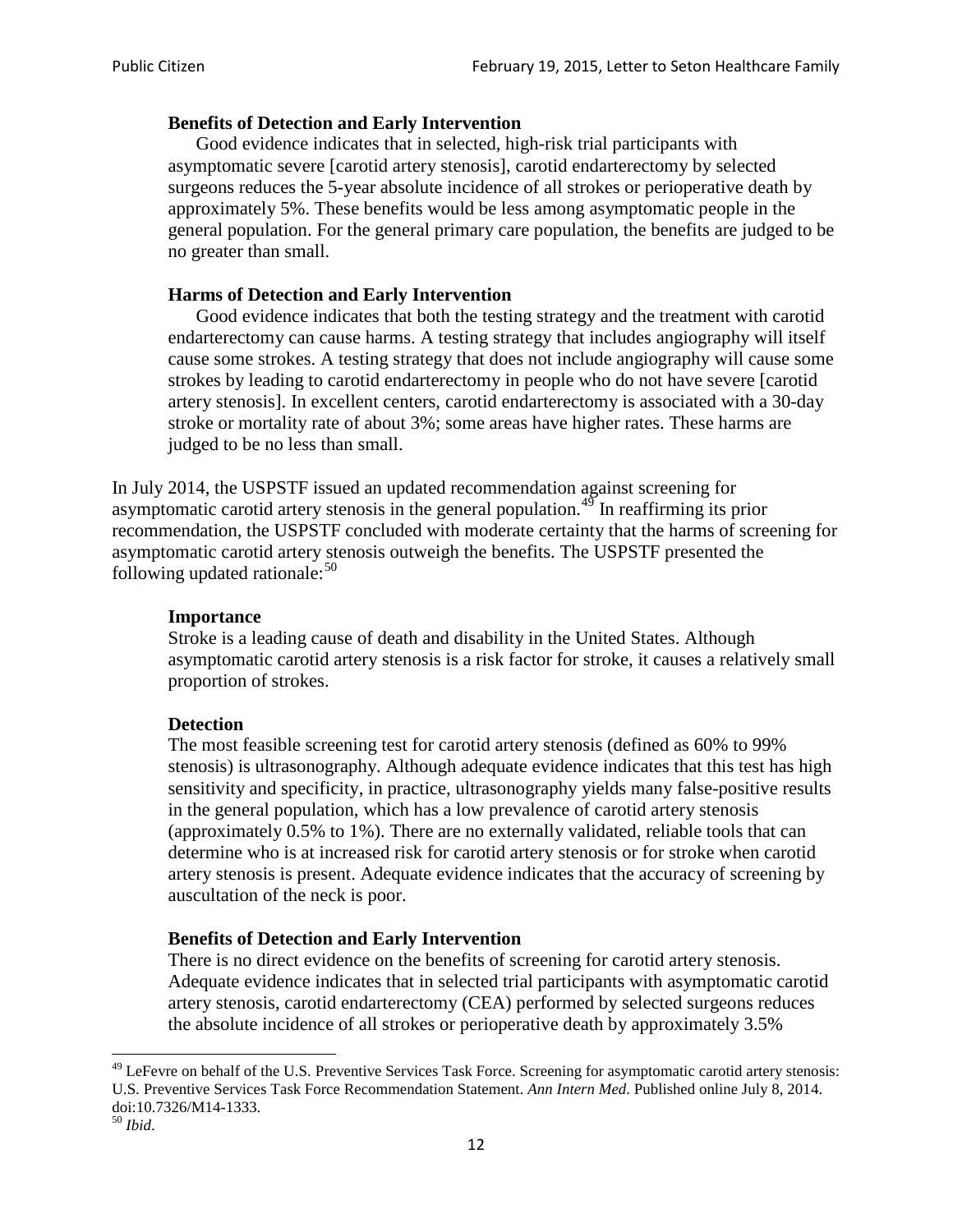> **Benefits of Detection and Early Intervention**
>
> Good evidence indicates that in selected, high-risk trial participants with asymptomatic severe [carotid artery stenosis], carotid endarterectomy by selected surgeons reduces the 5-year absolute incidence of all strokes or perioperative death by approximately 5%. These benefits would be less among asymptomatic people in the general population. For the general primary care population, the benefits are judged to be no greater than small.
>
> **Harms of Detection and Early Intervention**
>
> Good evidence indicates that both the testing strategy and the treatment with carotid endarterectomy can cause harms. A testing strategy that includes angiography will itself cause some strokes. A testing strategy that does not include angiography will cause some strokes by leading to carotid endarterectomy in people who do not have severe [carotid artery stenosis]. In excellent centers, carotid endarterectomy is associated with a 30-day stroke or mortality rate of about 3%; some areas have higher rates. These harms are judged to be no less than small.

In July 2014, the USPSTF issued an updated recommendation against screening for asymptomatic carotid artery stenosis in the general population.[49] In reaffirming its prior recommendation, the USPSTF concluded with moderate certainty that the harms of screening for asymptomatic carotid artery stenosis outweigh the benefits. The USPSTF presented the following updated rationale:[50]

> **Importance**
>
> Stroke is a leading cause of death and disability in the United States. Although asymptomatic carotid artery stenosis is a risk factor for stroke, it causes a relatively small proportion of strokes.
>
> **Detection**
>
> The most feasible screening test for carotid artery stenosis (defined as 60% to 99% stenosis) is ultrasonography. Although adequate evidence indicates that this test has high sensitivity and specificity, in practice, ultrasonography yields many false-positive results in the general population, which has a low prevalence of carotid artery stenosis (approximately 0.5% to 1%). There are no externally validated, reliable tools that can determine who is at increased risk for carotid artery stenosis or for stroke when carotid artery stenosis is present. Adequate evidence indicates that the accuracy of screening by auscultation of the neck is poor.
>
> **Benefits of Detection and Early Intervention**
>
> There is no direct evidence on the benefits of screening for carotid artery stenosis. Adequate evidence indicates that in selected trial participants with asymptomatic carotid artery stenosis, carotid endarterectomy (CEA) performed by selected surgeons reduces the absolute incidence of all strokes or perioperative death by approximately 3.5%

---

[49] LeFevre on behalf of the U.S. Preventive Services Task Force. Screening for asymptomatic carotid artery stenosis: U.S. Preventive Services Task Force Recommendation Statement. *Ann Intern Med*. Published online July 8, 2014. doi:10.7326/M14-1333.

[50] *Ibid*.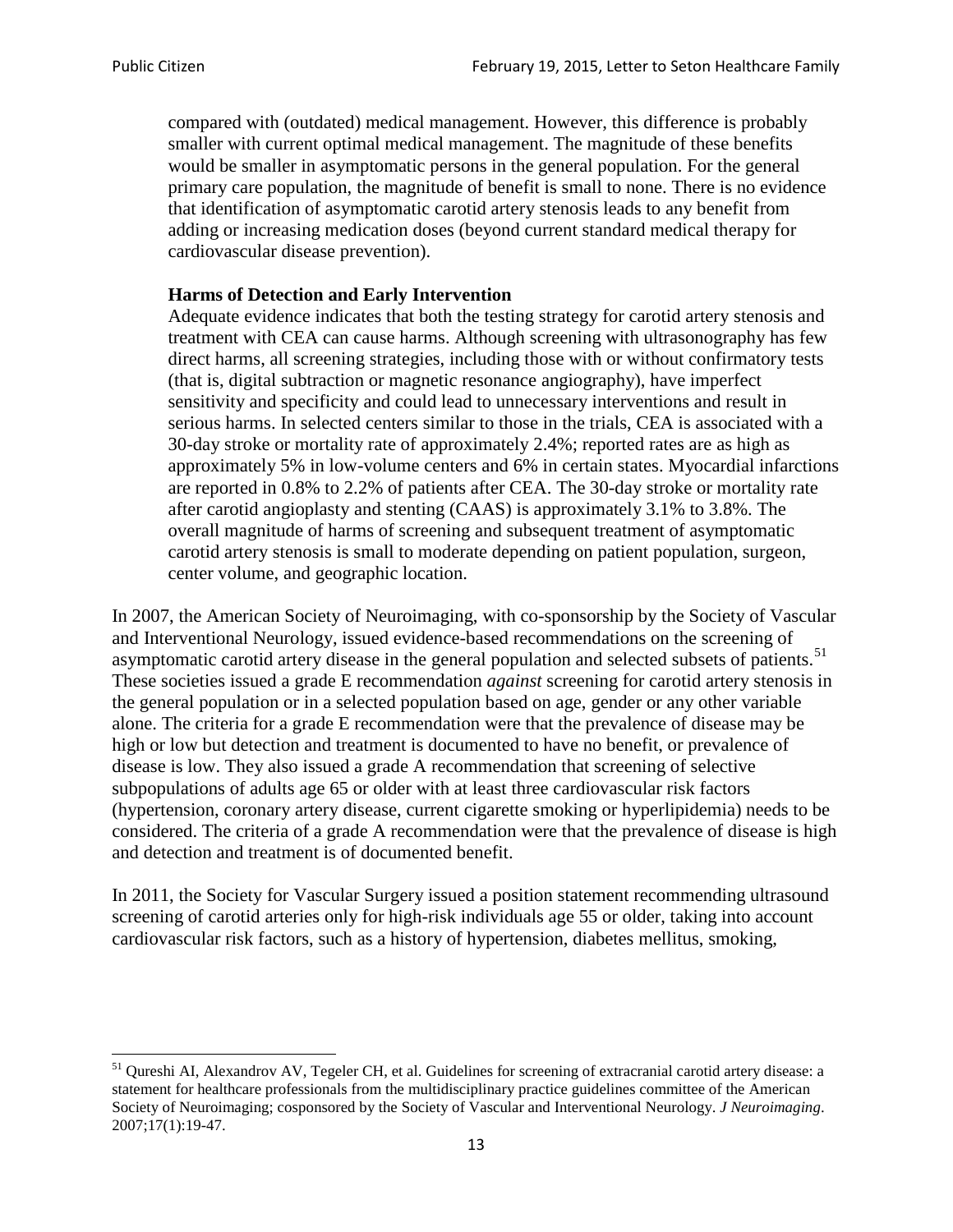> compared with (outdated) medical management. However, this difference is probably smaller with current optimal medical management. The magnitude of these benefits would be smaller in asymptomatic persons in the general population. For the general primary care population, the magnitude of benefit is small to none. There is no evidence that identification of asymptomatic carotid artery stenosis leads to any benefit from adding or increasing medication doses (beyond current standard medical therapy for cardiovascular disease prevention).
>
> **Harms of Detection and Early Intervention**
> Adequate evidence indicates that both the testing strategy for carotid artery stenosis and treatment with CEA can cause harms. Although screening with ultrasonography has few direct harms, all screening strategies, including those with or without confirmatory tests (that is, digital subtraction or magnetic resonance angiography), have imperfect sensitivity and specificity and could lead to unnecessary interventions and result in serious harms. In selected centers similar to those in the trials, CEA is associated with a 30-day stroke or mortality rate of approximately 2.4%; reported rates are as high as approximately 5% in low-volume centers and 6% in certain states. Myocardial infarctions are reported in 0.8% to 2.2% of patients after CEA. The 30-day stroke or mortality rate after carotid angioplasty and stenting (CAAS) is approximately 3.1% to 3.8%. The overall magnitude of harms of screening and subsequent treatment of asymptomatic carotid artery stenosis is small to moderate depending on patient population, surgeon, center volume, and geographic location.

In 2007, the American Society of Neuroimaging, with co-sponsorship by the Society of Vascular and Interventional Neurology, issued evidence-based recommendations on the screening of asymptomatic carotid artery disease in the general population and selected subsets of patients.[51] These societies issued a grade E recommendation *against* screening for carotid artery stenosis in the general population or in a selected population based on age, gender or any other variable alone. The criteria for a grade E recommendation were that the prevalence of disease may be high or low but detection and treatment is documented to have no benefit, or prevalence of disease is low. They also issued a grade A recommendation that screening of selective subpopulations of adults age 65 or older with at least three cardiovascular risk factors (hypertension, coronary artery disease, current cigarette smoking or hyperlipidemia) needs to be considered. The criteria of a grade A recommendation were that the prevalence of disease is high and detection and treatment is of documented benefit.

In 2011, the Society for Vascular Surgery issued a position statement recommending ultrasound screening of carotid arteries only for high-risk individuals age 55 or older, taking into account cardiovascular risk factors, such as a history of hypertension, diabetes mellitus, smoking,

---

[51] Qureshi AI, Alexandrov AV, Tegeler CH, et al. Guidelines for screening of extracranial carotid artery disease: a statement for healthcare professionals from the multidisciplinary practice guidelines committee of the American Society of Neuroimaging; cosponsored by the Society of Vascular and Interventional Neurology. *J Neuroimaging*. 2007;17(1):19-47.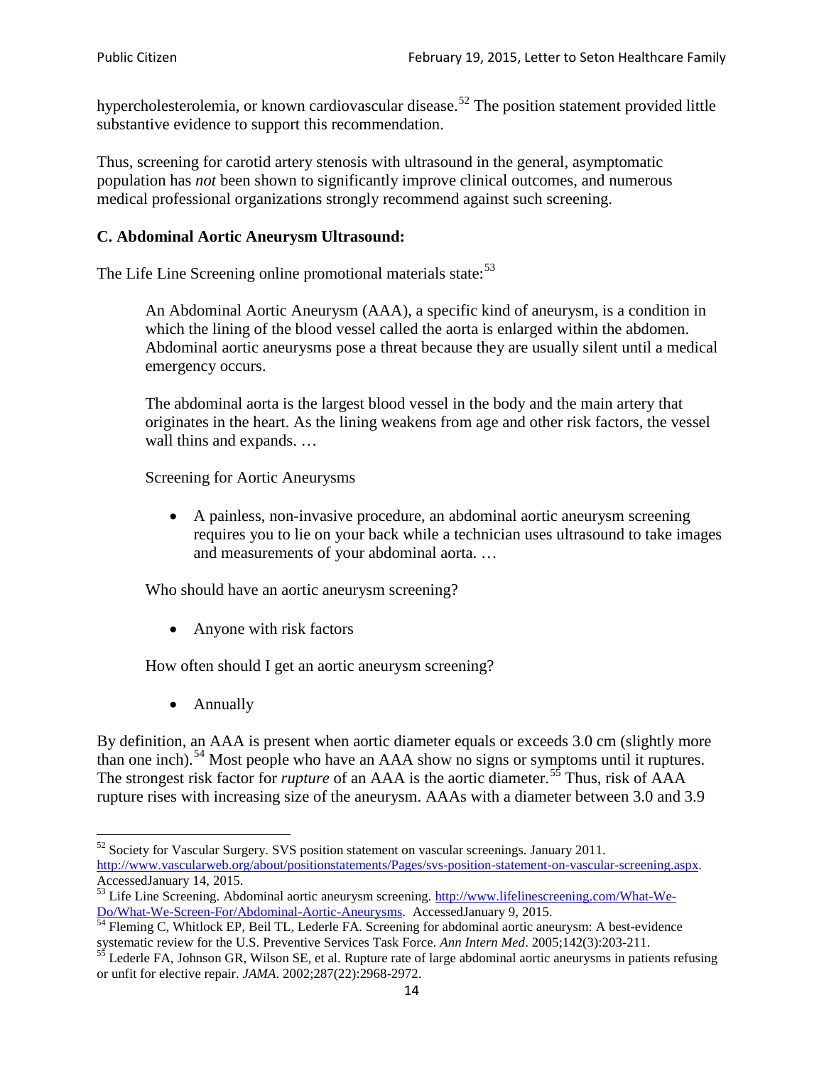hypercholesterolemia, or known cardiovascular disease.[52] The position statement provided little substantive evidence to support this recommendation.

Thus, screening for carotid artery stenosis with ultrasound in the general, asymptomatic population has *not* been shown to significantly improve clinical outcomes, and numerous medical professional organizations strongly recommend against such screening.

### C. Abdominal Aortic Aneurysm Ultrasound:

The Life Line Screening online promotional materials state:[53]

> An Abdominal Aortic Aneurysm (AAA), a specific kind of aneurysm, is a condition in which the lining of the blood vessel called the aorta is enlarged within the abdomen. Abdominal aortic aneurysms pose a threat because they are usually silent until a medical emergency occurs.
>
> The abdominal aorta is the largest blood vessel in the body and the main artery that originates in the heart. As the lining weakens from age and other risk factors, the vessel wall thins and expands. …
>
> Screening for Aortic Aneurysms
>
> - A painless, non-invasive procedure, an abdominal aortic aneurysm screening requires you to lie on your back while a technician uses ultrasound to take images and measurements of your abdominal aorta. …
>
> Who should have an aortic aneurysm screening?
>
> - Anyone with risk factors
>
> How often should I get an aortic aneurysm screening?
>
> - Annually

By definition, an AAA is present when aortic diameter equals or exceeds 3.0 cm (slightly more than one inch).[54] Most people who have an AAA show no signs or symptoms until it ruptures. The strongest risk factor for *rupture* of an AAA is the aortic diameter.[55] Thus, risk of AAA rupture rises with increasing size of the aneurysm. AAAs with a diameter between 3.0 and 3.9

---

[52] Society for Vascular Surgery. SVS position statement on vascular screenings. January 2011. http://www.vascularweb.org/about/positionstatements/Pages/svs-position-statement-on-vascular-screening.aspx. AccessedJanuary 14, 2015.

[53] Life Line Screening. Abdominal aortic aneurysm screening. http://www.lifelinescreening.com/What-We-Do/What-We-Screen-For/Abdominal-Aortic-Aneurysms. AccessedJanuary 9, 2015.

[54] Fleming C, Whitlock EP, Beil TL, Lederle FA. Screening for abdominal aortic aneurysm: A best-evidence systematic review for the U.S. Preventive Services Task Force. *Ann Intern Med*. 2005;142(3):203-211.

[55] Lederle FA, Johnson GR, Wilson SE, et al. Rupture rate of large abdominal aortic aneurysms in patients refusing or unfit for elective repair. *JAMA*. 2002;287(22):2968-2972.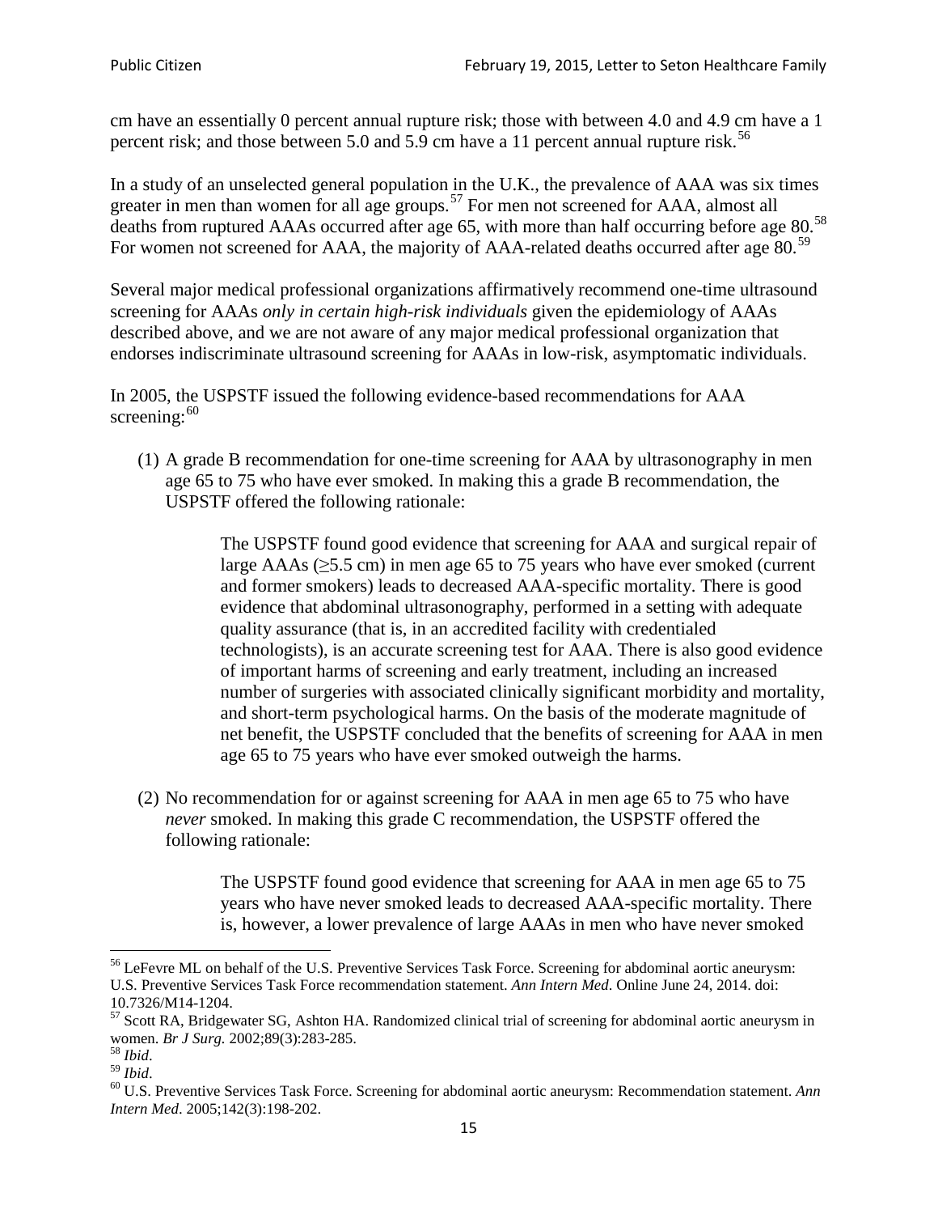cm have an essentially 0 percent annual rupture risk; those with between 4.0 and 4.9 cm have a 1 percent risk; and those between 5.0 and 5.9 cm have a 11 percent annual rupture risk.[56]

In a study of an unselected general population in the U.K., the prevalence of AAA was six times greater in men than women for all age groups.[57] For men not screened for AAA, almost all deaths from ruptured AAAs occurred after age 65, with more than half occurring before age 80.[58] For women not screened for AAA, the majority of AAA-related deaths occurred after age 80.[59]

Several major medical professional organizations affirmatively recommend one-time ultrasound screening for AAAs *only in certain high-risk individuals* given the epidemiology of AAAs described above, and we are not aware of any major medical professional organization that endorses indiscriminate ultrasound screening for AAAs in low-risk, asymptomatic individuals.

In 2005, the USPSTF issued the following evidence-based recommendations for AAA screening:[60]

(1) A grade B recommendation for one-time screening for AAA by ultrasonography in men age 65 to 75 who have ever smoked. In making this a grade B recommendation, the USPSTF offered the following rationale:

> The USPSTF found good evidence that screening for AAA and surgical repair of large AAAs (≥5.5 cm) in men age 65 to 75 years who have ever smoked (current and former smokers) leads to decreased AAA-specific mortality. There is good evidence that abdominal ultrasonography, performed in a setting with adequate quality assurance (that is, in an accredited facility with credentialed technologists), is an accurate screening test for AAA. There is also good evidence of important harms of screening and early treatment, including an increased number of surgeries with associated clinically significant morbidity and mortality, and short-term psychological harms. On the basis of the moderate magnitude of net benefit, the USPSTF concluded that the benefits of screening for AAA in men age 65 to 75 years who have ever smoked outweigh the harms.

(2) No recommendation for or against screening for AAA in men age 65 to 75 who have *never* smoked. In making this grade C recommendation, the USPSTF offered the following rationale:

> The USPSTF found good evidence that screening for AAA in men age 65 to 75 years who have never smoked leads to decreased AAA-specific mortality. There is, however, a lower prevalence of large AAAs in men who have never smoked

---

[56] LeFevre ML on behalf of the U.S. Preventive Services Task Force. Screening for abdominal aortic aneurysm: U.S. Preventive Services Task Force recommendation statement. *Ann Intern Med*. Online June 24, 2014. doi: 10.7326/M14-1204.

[57] Scott RA, Bridgewater SG, Ashton HA. Randomized clinical trial of screening for abdominal aortic aneurysm in women. *Br J Surg.* 2002;89(3):283-285.

[58] *Ibid*.

[59] *Ibid*.

[60] U.S. Preventive Services Task Force. Screening for abdominal aortic aneurysm: Recommendation statement. *Ann Intern Med*. 2005;142(3):198-202.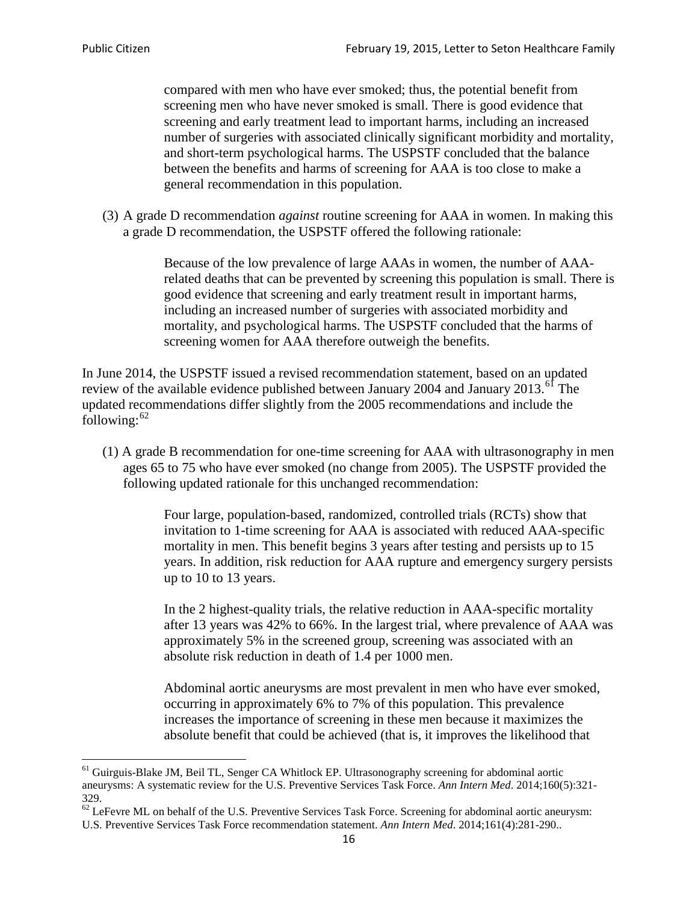> compared with men who have ever smoked; thus, the potential benefit from screening men who have never smoked is small. There is good evidence that screening and early treatment lead to important harms, including an increased number of surgeries with associated clinically significant morbidity and mortality, and short-term psychological harms. The USPSTF concluded that the balance between the benefits and harms of screening for AAA is too close to make a general recommendation in this population.

(3) A grade D recommendation *against* routine screening for AAA in women. In making this a grade D recommendation, the USPSTF offered the following rationale:

> Because of the low prevalence of large AAAs in women, the number of AAA-related deaths that can be prevented by screening this population is small. There is good evidence that screening and early treatment result in important harms, including an increased number of surgeries with associated morbidity and mortality, and psychological harms. The USPSTF concluded that the harms of screening women for AAA therefore outweigh the benefits.

In June 2014, the USPSTF issued a revised recommendation statement, based on an updated review of the available evidence published between January 2004 and January 2013.[61] The updated recommendations differ slightly from the 2005 recommendations and include the following:[62]

(1) A grade B recommendation for one-time screening for AAA with ultrasonography in men ages 65 to 75 who have ever smoked (no change from 2005). The USPSTF provided the following updated rationale for this unchanged recommendation:

> Four large, population-based, randomized, controlled trials (RCTs) show that invitation to 1-time screening for AAA is associated with reduced AAA-specific mortality in men. This benefit begins 3 years after testing and persists up to 15 years. In addition, risk reduction for AAA rupture and emergency surgery persists up to 10 to 13 years.
>
> In the 2 highest-quality trials, the relative reduction in AAA-specific mortality after 13 years was 42% to 66%. In the largest trial, where prevalence of AAA was approximately 5% in the screened group, screening was associated with an absolute risk reduction in death of 1.4 per 1000 men.
>
> Abdominal aortic aneurysms are most prevalent in men who have ever smoked, occurring in approximately 6% to 7% of this population. This prevalence increases the importance of screening in these men because it maximizes the absolute benefit that could be achieved (that is, it improves the likelihood that

---

[61] Guirguis-Blake JM, Beil TL, Senger CA Whitlock EP. Ultrasonography screening for abdominal aortic aneurysms: A systematic review for the U.S. Preventive Services Task Force. *Ann Intern Med*. 2014;160(5):321-329.

[62] LeFevre ML on behalf of the U.S. Preventive Services Task Force. Screening for abdominal aortic aneurysm: U.S. Preventive Services Task Force recommendation statement. *Ann Intern Med*. 2014;161(4):281-290..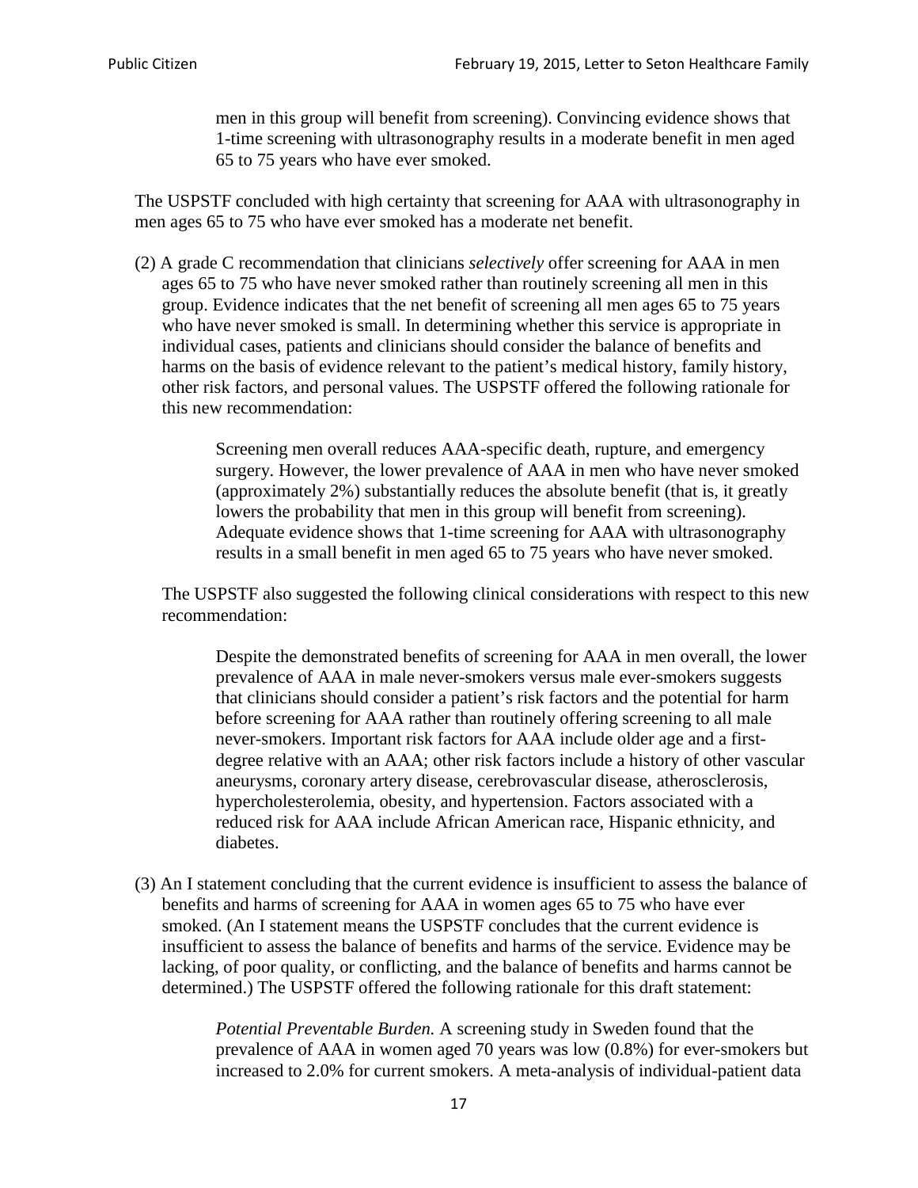> men in this group will benefit from screening). Convincing evidence shows that 1-time screening with ultrasonography results in a moderate benefit in men aged 65 to 75 years who have ever smoked.

The USPSTF concluded with high certainty that screening for AAA with ultrasonography in men ages 65 to 75 who have ever smoked has a moderate net benefit.

(2) A grade C recommendation that clinicians *selectively* offer screening for AAA in men ages 65 to 75 who have never smoked rather than routinely screening all men in this group. Evidence indicates that the net benefit of screening all men ages 65 to 75 years who have never smoked is small. In determining whether this service is appropriate in individual cases, patients and clinicians should consider the balance of benefits and harms on the basis of evidence relevant to the patient's medical history, family history, other risk factors, and personal values. The USPSTF offered the following rationale for this new recommendation:

> Screening men overall reduces AAA-specific death, rupture, and emergency surgery. However, the lower prevalence of AAA in men who have never smoked (approximately 2%) substantially reduces the absolute benefit (that is, it greatly lowers the probability that men in this group will benefit from screening). Adequate evidence shows that 1-time screening for AAA with ultrasonography results in a small benefit in men aged 65 to 75 years who have never smoked.

The USPSTF also suggested the following clinical considerations with respect to this new recommendation:

> Despite the demonstrated benefits of screening for AAA in men overall, the lower prevalence of AAA in male never-smokers versus male ever-smokers suggests that clinicians should consider a patient's risk factors and the potential for harm before screening for AAA rather than routinely offering screening to all male never-smokers. Important risk factors for AAA include older age and a first-degree relative with an AAA; other risk factors include a history of other vascular aneurysms, coronary artery disease, cerebrovascular disease, atherosclerosis, hypercholesterolemia, obesity, and hypertension. Factors associated with a reduced risk for AAA include African American race, Hispanic ethnicity, and diabetes.

(3) An I statement concluding that the current evidence is insufficient to assess the balance of benefits and harms of screening for AAA in women ages 65 to 75 who have ever smoked. (An I statement means the USPSTF concludes that the current evidence is insufficient to assess the balance of benefits and harms of the service. Evidence may be lacking, of poor quality, or conflicting, and the balance of benefits and harms cannot be determined.) The USPSTF offered the following rationale for this draft statement:

> *Potential Preventable Burden.* A screening study in Sweden found that the prevalence of AAA in women aged 70 years was low (0.8%) for ever-smokers but increased to 2.0% for current smokers. A meta-analysis of individual-patient data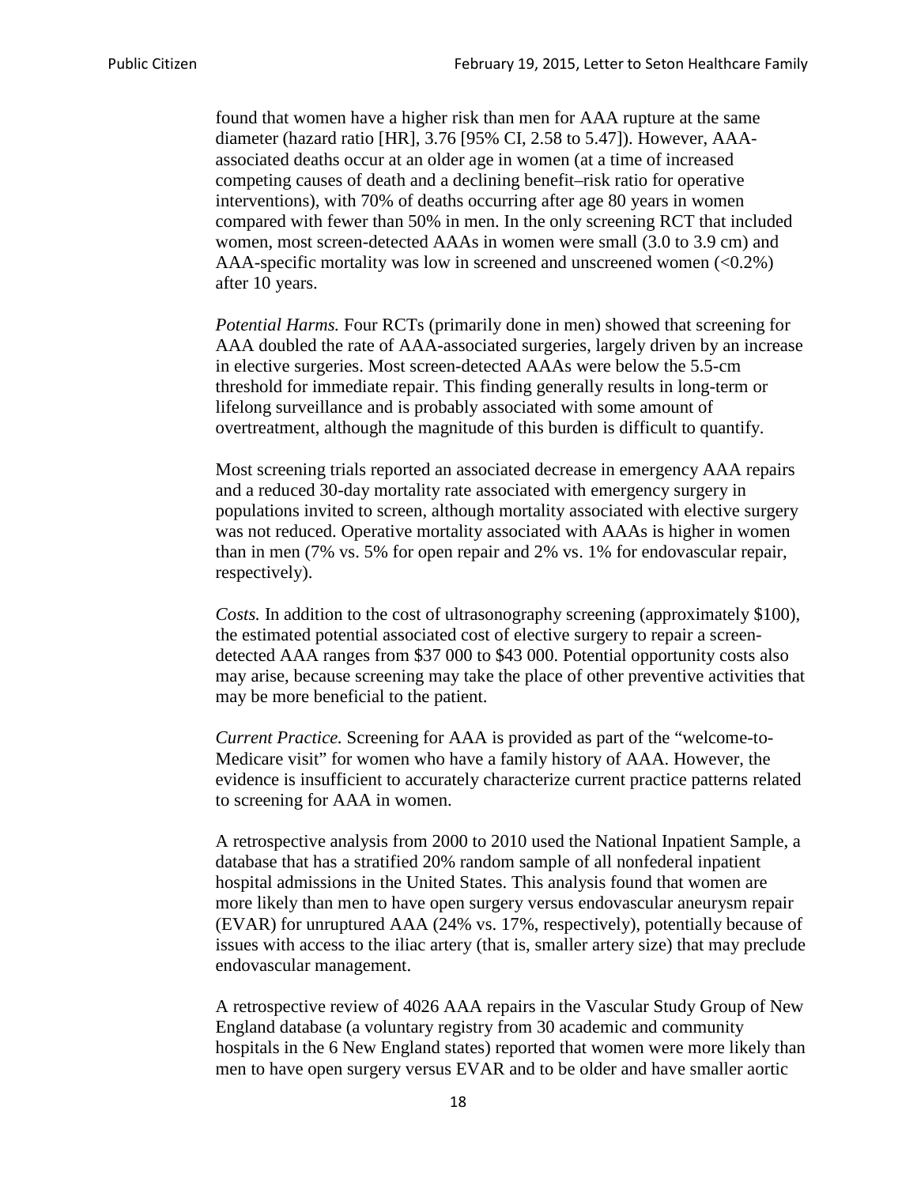found that women have a higher risk than men for AAA rupture at the same diameter (hazard ratio [HR], 3.76 [95% CI, 2.58 to 5.47]). However, AAA-associated deaths occur at an older age in women (at a time of increased competing causes of death and a declining benefit–risk ratio for operative interventions), with 70% of deaths occurring after age 80 years in women compared with fewer than 50% in men. In the only screening RCT that included women, most screen-detected AAAs in women were small (3.0 to 3.9 cm) and AAA-specific mortality was low in screened and unscreened women (<0.2%) after 10 years.

*Potential Harms.* Four RCTs (primarily done in men) showed that screening for AAA doubled the rate of AAA-associated surgeries, largely driven by an increase in elective surgeries. Most screen-detected AAAs were below the 5.5-cm threshold for immediate repair. This finding generally results in long-term or lifelong surveillance and is probably associated with some amount of overtreatment, although the magnitude of this burden is difficult to quantify.

Most screening trials reported an associated decrease in emergency AAA repairs and a reduced 30-day mortality rate associated with emergency surgery in populations invited to screen, although mortality associated with elective surgery was not reduced. Operative mortality associated with AAAs is higher in women than in men (7% vs. 5% for open repair and 2% vs. 1% for endovascular repair, respectively).

*Costs.* In addition to the cost of ultrasonography screening (approximately $100), the estimated potential associated cost of elective surgery to repair a screen-detected AAA ranges from $37 000 to $43 000. Potential opportunity costs also may arise, because screening may take the place of other preventive activities that may be more beneficial to the patient.

*Current Practice.* Screening for AAA is provided as part of the "welcome-to-Medicare visit" for women who have a family history of AAA. However, the evidence is insufficient to accurately characterize current practice patterns related to screening for AAA in women.

A retrospective analysis from 2000 to 2010 used the National Inpatient Sample, a database that has a stratified 20% random sample of all nonfederal inpatient hospital admissions in the United States. This analysis found that women are more likely than men to have open surgery versus endovascular aneurysm repair (EVAR) for unruptured AAA (24% vs. 17%, respectively), potentially because of issues with access to the iliac artery (that is, smaller artery size) that may preclude endovascular management.

A retrospective review of 4026 AAA repairs in the Vascular Study Group of New England database (a voluntary registry from 30 academic and community hospitals in the 6 New England states) reported that women were more likely than men to have open surgery versus EVAR and to be older and have smaller aortic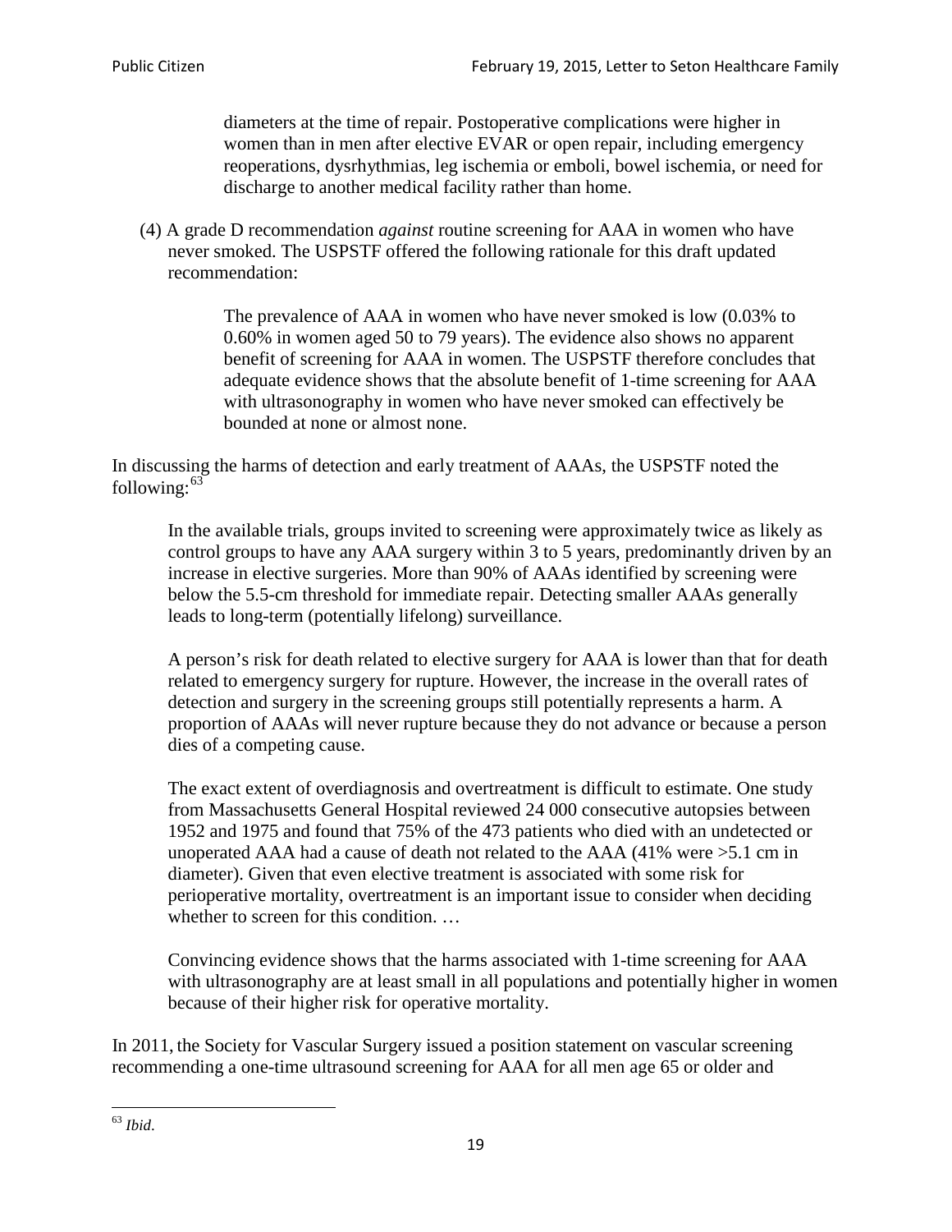> diameters at the time of repair. Postoperative complications were higher in women than in men after elective EVAR or open repair, including emergency reoperations, dysrhythmias, leg ischemia or emboli, bowel ischemia, or need for discharge to another medical facility rather than home.

(4) A grade D recommendation *against* routine screening for AAA in women who have never smoked. The USPSTF offered the following rationale for this draft updated recommendation:

> The prevalence of AAA in women who have never smoked is low (0.03% to 0.60% in women aged 50 to 79 years). The evidence also shows no apparent benefit of screening for AAA in women. The USPSTF therefore concludes that adequate evidence shows that the absolute benefit of 1-time screening for AAA with ultrasonography in women who have never smoked can effectively be bounded at none or almost none.

In discussing the harms of detection and early treatment of AAAs, the USPSTF noted the following:[63]

> In the available trials, groups invited to screening were approximately twice as likely as control groups to have any AAA surgery within 3 to 5 years, predominantly driven by an increase in elective surgeries. More than 90% of AAAs identified by screening were below the 5.5-cm threshold for immediate repair. Detecting smaller AAAs generally leads to long-term (potentially lifelong) surveillance.
>
> A person's risk for death related to elective surgery for AAA is lower than that for death related to emergency surgery for rupture. However, the increase in the overall rates of detection and surgery in the screening groups still potentially represents a harm. A proportion of AAAs will never rupture because they do not advance or because a person dies of a competing cause.
>
> The exact extent of overdiagnosis and overtreatment is difficult to estimate. One study from Massachusetts General Hospital reviewed 24 000 consecutive autopsies between 1952 and 1975 and found that 75% of the 473 patients who died with an undetected or unoperated AAA had a cause of death not related to the AAA (41% were >5.1 cm in diameter). Given that even elective treatment is associated with some risk for perioperative mortality, overtreatment is an important issue to consider when deciding whether to screen for this condition. …
>
> Convincing evidence shows that the harms associated with 1-time screening for AAA with ultrasonography are at least small in all populations and potentially higher in women because of their higher risk for operative mortality.

In 2011, the Society for Vascular Surgery issued a position statement on vascular screening recommending a one-time ultrasound screening for AAA for all men age 65 or older and

[63] *Ibid*.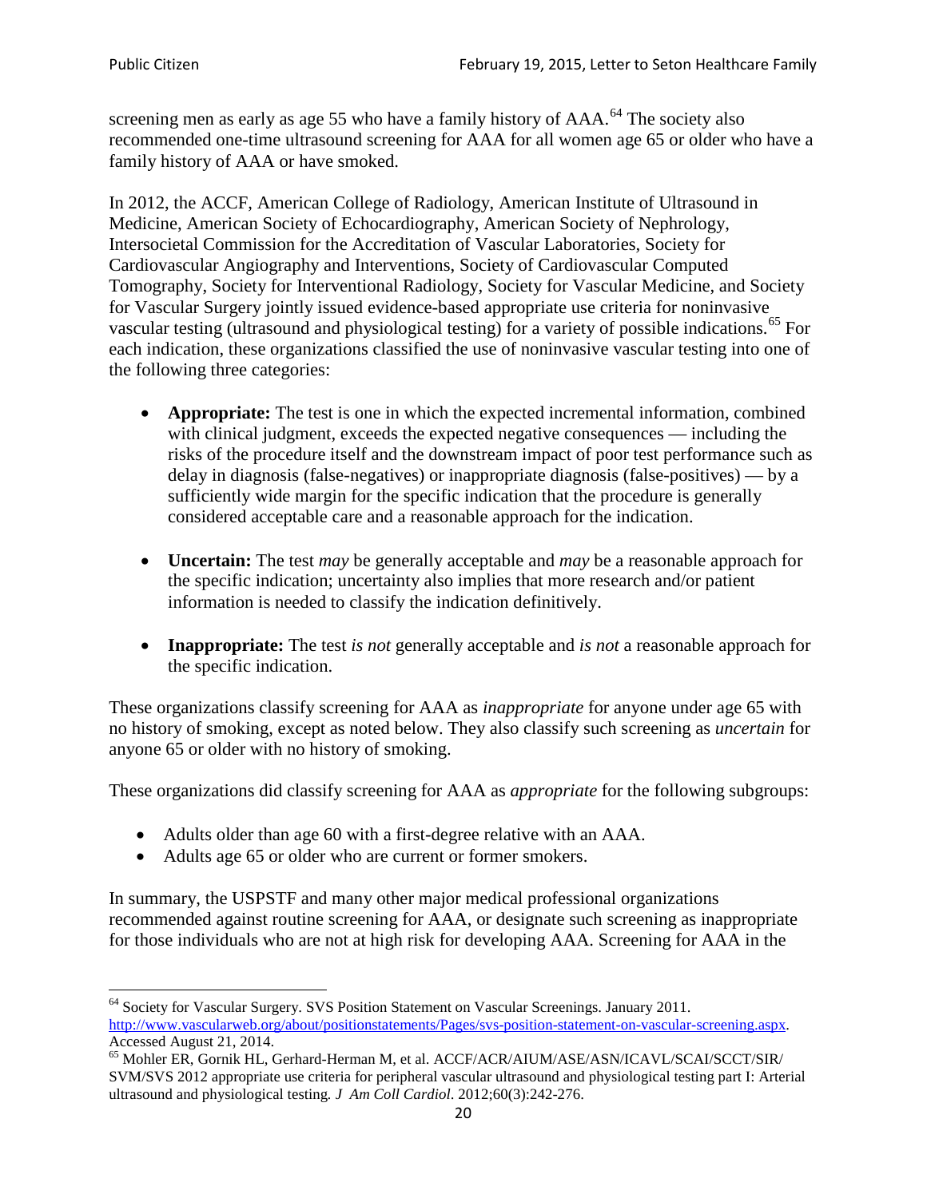screening men as early as age 55 who have a family history of AAA.[64] The society also recommended one-time ultrasound screening for AAA for all women age 65 or older who have a family history of AAA or have smoked.

In 2012, the ACCF, American College of Radiology, American Institute of Ultrasound in Medicine, American Society of Echocardiography, American Society of Nephrology, Intersocietal Commission for the Accreditation of Vascular Laboratories, Society for Cardiovascular Angiography and Interventions, Society of Cardiovascular Computed Tomography, Society for Interventional Radiology, Society for Vascular Medicine, and Society for Vascular Surgery jointly issued evidence-based appropriate use criteria for noninvasive vascular testing (ultrasound and physiological testing) for a variety of possible indications.[65] For each indication, these organizations classified the use of noninvasive vascular testing into one of the following three categories:

- **Appropriate:** The test is one in which the expected incremental information, combined with clinical judgment, exceeds the expected negative consequences — including the risks of the procedure itself and the downstream impact of poor test performance such as delay in diagnosis (false-negatives) or inappropriate diagnosis (false-positives) — by a sufficiently wide margin for the specific indication that the procedure is generally considered acceptable care and a reasonable approach for the indication.

- **Uncertain:** The test *may* be generally acceptable and *may* be a reasonable approach for the specific indication; uncertainty also implies that more research and/or patient information is needed to classify the indication definitively.

- **Inappropriate:** The test *is not* generally acceptable and *is not* a reasonable approach for the specific indication.

These organizations classify screening for AAA as *inappropriate* for anyone under age 65 with no history of smoking, except as noted below. They also classify such screening as *uncertain* for anyone 65 or older with no history of smoking.

These organizations did classify screening for AAA as *appropriate* for the following subgroups:

- Adults older than age 60 with a first-degree relative with an AAA.
- Adults age 65 or older who are current or former smokers.

In summary, the USPSTF and many other major medical professional organizations recommended against routine screening for AAA, or designate such screening as inappropriate for those individuals who are not at high risk for developing AAA. Screening for AAA in the

---

[64] Society for Vascular Surgery. SVS Position Statement on Vascular Screenings. January 2011. http://www.vascularweb.org/about/positionstatements/Pages/svs-position-statement-on-vascular-screening.aspx. Accessed August 21, 2014.

[65] Mohler ER, Gornik HL, Gerhard-Herman M, et al. ACCF/ACR/AIUM/ASE/ASN/ICAVL/SCAI/SCCT/SIR/SVM/SVS 2012 appropriate use criteria for peripheral vascular ultrasound and physiological testing part I: Arterial ultrasound and physiological testing. *J Am Coll Cardiol*. 2012;60(3):242-276.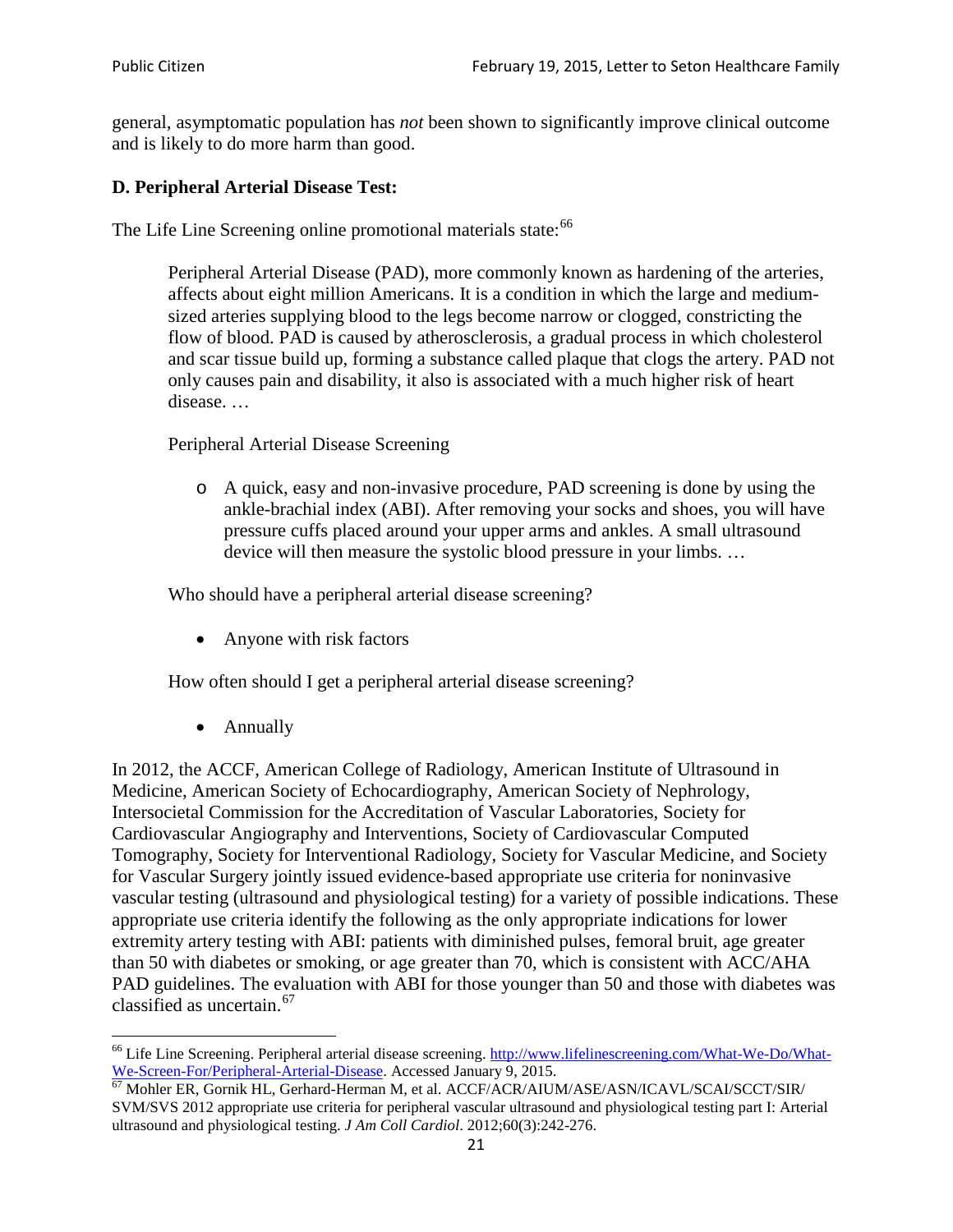general, asymptomatic population has *not* been shown to significantly improve clinical outcome and is likely to do more harm than good.

### D. Peripheral Arterial Disease Test:

The Life Line Screening online promotional materials state:[66]

> Peripheral Arterial Disease (PAD), more commonly known as hardening of the arteries, affects about eight million Americans. It is a condition in which the large and medium-sized arteries supplying blood to the legs become narrow or clogged, constricting the flow of blood. PAD is caused by atherosclerosis, a gradual process in which cholesterol and scar tissue build up, forming a substance called plaque that clogs the artery. PAD not only causes pain and disability, it also is associated with a much higher risk of heart disease. …
>
> Peripheral Arterial Disease Screening
>
> - A quick, easy and non-invasive procedure, PAD screening is done by using the ankle-brachial index (ABI). After removing your socks and shoes, you will have pressure cuffs placed around your upper arms and ankles. A small ultrasound device will then measure the systolic blood pressure in your limbs. …
>
> Who should have a peripheral arterial disease screening?
>
> - Anyone with risk factors
>
> How often should I get a peripheral arterial disease screening?
>
> - Annually

In 2012, the ACCF, American College of Radiology, American Institute of Ultrasound in Medicine, American Society of Echocardiography, American Society of Nephrology, Intersocietal Commission for the Accreditation of Vascular Laboratories, Society for Cardiovascular Angiography and Interventions, Society of Cardiovascular Computed Tomography, Society for Interventional Radiology, Society for Vascular Medicine, and Society for Vascular Surgery jointly issued evidence-based appropriate use criteria for noninvasive vascular testing (ultrasound and physiological testing) for a variety of possible indications. These appropriate use criteria identify the following as the only appropriate indications for lower extremity artery testing with ABI: patients with diminished pulses, femoral bruit, age greater than 50 with diabetes or smoking, or age greater than 70, which is consistent with ACC/AHA PAD guidelines. The evaluation with ABI for those younger than 50 and those with diabetes was classified as uncertain.[67]

---

[66] Life Line Screening. Peripheral arterial disease screening. http://www.lifelinescreening.com/What-We-Do/What-We-Screen-For/Peripheral-Arterial-Disease. Accessed January 9, 2015.

[67] Mohler ER, Gornik HL, Gerhard-Herman M, et al. ACCF/ACR/AIUM/ASE/ASN/ICAVL/SCAI/SCCT/SIR/SVM/SVS 2012 appropriate use criteria for peripheral vascular ultrasound and physiological testing part I: Arterial ultrasound and physiological testing. *J Am Coll Cardiol*. 2012;60(3):242-276.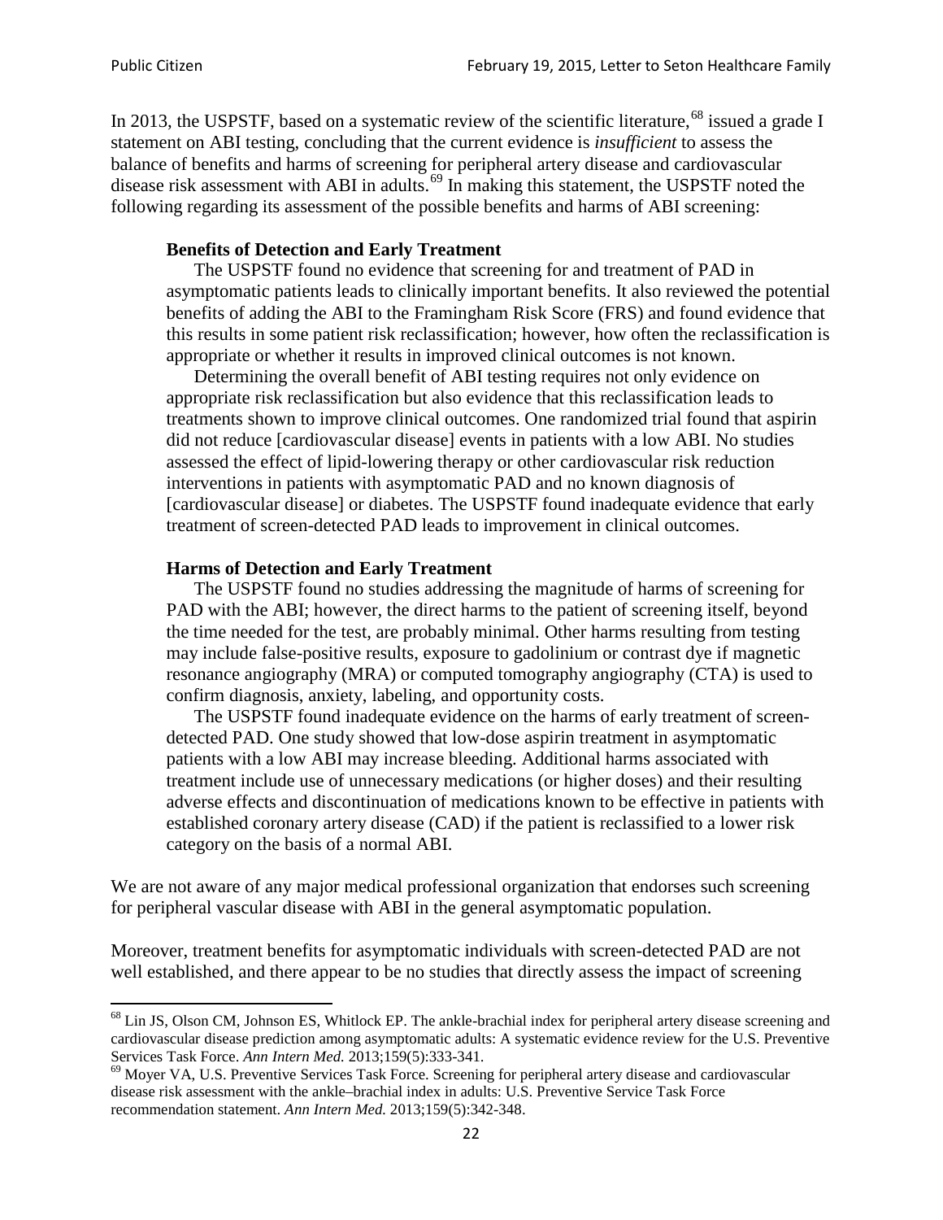In 2013, the USPSTF, based on a systematic review of the scientific literature,[68] issued a grade I statement on ABI testing, concluding that the current evidence is *insufficient* to assess the balance of benefits and harms of screening for peripheral artery disease and cardiovascular disease risk assessment with ABI in adults.[69] In making this statement, the USPSTF noted the following regarding its assessment of the possible benefits and harms of ABI screening:

> **Benefits of Detection and Early Treatment**
>
> The USPSTF found no evidence that screening for and treatment of PAD in asymptomatic patients leads to clinically important benefits. It also reviewed the potential benefits of adding the ABI to the Framingham Risk Score (FRS) and found evidence that this results in some patient risk reclassification; however, how often the reclassification is appropriate or whether it results in improved clinical outcomes is not known.
>
> Determining the overall benefit of ABI testing requires not only evidence on appropriate risk reclassification but also evidence that this reclassification leads to treatments shown to improve clinical outcomes. One randomized trial found that aspirin did not reduce [cardiovascular disease] events in patients with a low ABI. No studies assessed the effect of lipid-lowering therapy or other cardiovascular risk reduction interventions in patients with asymptomatic PAD and no known diagnosis of [cardiovascular disease] or diabetes. The USPSTF found inadequate evidence that early treatment of screen-detected PAD leads to improvement in clinical outcomes.
>
> **Harms of Detection and Early Treatment**
>
> The USPSTF found no studies addressing the magnitude of harms of screening for PAD with the ABI; however, the direct harms to the patient of screening itself, beyond the time needed for the test, are probably minimal. Other harms resulting from testing may include false-positive results, exposure to gadolinium or contrast dye if magnetic resonance angiography (MRA) or computed tomography angiography (CTA) is used to confirm diagnosis, anxiety, labeling, and opportunity costs.
>
> The USPSTF found inadequate evidence on the harms of early treatment of screen-detected PAD. One study showed that low-dose aspirin treatment in asymptomatic patients with a low ABI may increase bleeding. Additional harms associated with treatment include use of unnecessary medications (or higher doses) and their resulting adverse effects and discontinuation of medications known to be effective in patients with established coronary artery disease (CAD) if the patient is reclassified to a lower risk category on the basis of a normal ABI.

We are not aware of any major medical professional organization that endorses such screening for peripheral vascular disease with ABI in the general asymptomatic population.

Moreover, treatment benefits for asymptomatic individuals with screen-detected PAD are not well established, and there appear to be no studies that directly assess the impact of screening

---

[68] Lin JS, Olson CM, Johnson ES, Whitlock EP. The ankle-brachial index for peripheral artery disease screening and cardiovascular disease prediction among asymptomatic adults: A systematic evidence review for the U.S. Preventive Services Task Force. *Ann Intern Med.* 2013;159(5):333-341.

[69] Moyer VA, U.S. Preventive Services Task Force. Screening for peripheral artery disease and cardiovascular disease risk assessment with the ankle–brachial index in adults: U.S. Preventive Service Task Force recommendation statement. *Ann Intern Med.* 2013;159(5):342-348.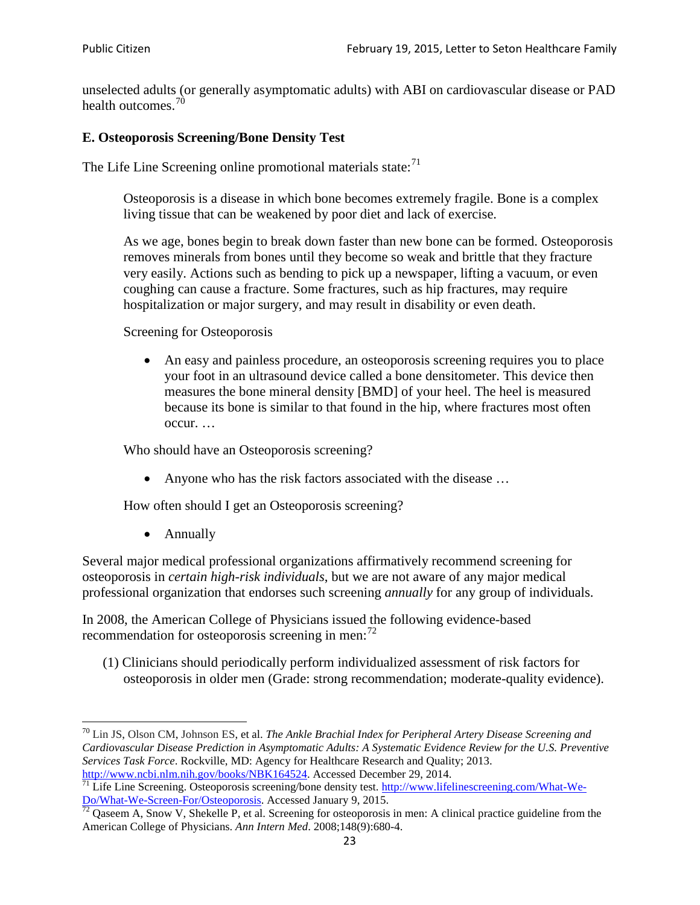unselected adults (or generally asymptomatic adults) with ABI on cardiovascular disease or PAD health outcomes.[70]

### E. Osteoporosis Screening/Bone Density Test

The Life Line Screening online promotional materials state:[71]

> Osteoporosis is a disease in which bone becomes extremely fragile. Bone is a complex living tissue that can be weakened by poor diet and lack of exercise.
>
> As we age, bones begin to break down faster than new bone can be formed. Osteoporosis removes minerals from bones until they become so weak and brittle that they fracture very easily. Actions such as bending to pick up a newspaper, lifting a vacuum, or even coughing can cause a fracture. Some fractures, such as hip fractures, may require hospitalization or major surgery, and may result in disability or even death.
>
> Screening for Osteoporosis
>
> - An easy and painless procedure, an osteoporosis screening requires you to place your foot in an ultrasound device called a bone densitometer. This device then measures the bone mineral density [BMD] of your heel. The heel is measured because its bone is similar to that found in the hip, where fractures most often occur. …
>
> Who should have an Osteoporosis screening?
>
> - Anyone who has the risk factors associated with the disease …
>
> How often should I get an Osteoporosis screening?
>
> - Annually

Several major medical professional organizations affirmatively recommend screening for osteoporosis in *certain high-risk individuals*, but we are not aware of any major medical professional organization that endorses such screening *annually* for any group of individuals.

In 2008, the American College of Physicians issued the following evidence-based recommendation for osteoporosis screening in men:[72]

(1) Clinicians should periodically perform individualized assessment of risk factors for osteoporosis in older men (Grade: strong recommendation; moderate-quality evidence).

---

[70] Lin JS, Olson CM, Johnson ES, et al. *The Ankle Brachial Index for Peripheral Artery Disease Screening and Cardiovascular Disease Prediction in Asymptomatic Adults: A Systematic Evidence Review for the U.S. Preventive Services Task Force*. Rockville, MD: Agency for Healthcare Research and Quality; 2013. http://www.ncbi.nlm.nih.gov/books/NBK164524. Accessed December 29, 2014.

[71] Life Line Screening. Osteoporosis screening/bone density test. http://www.lifelinescreening.com/What-We-Do/What-We-Screen-For/Osteoporosis. Accessed January 9, 2015.

[72] Qaseem A, Snow V, Shekelle P, et al. Screening for osteoporosis in men: A clinical practice guideline from the American College of Physicians. *Ann Intern Med*. 2008;148(9):680-4.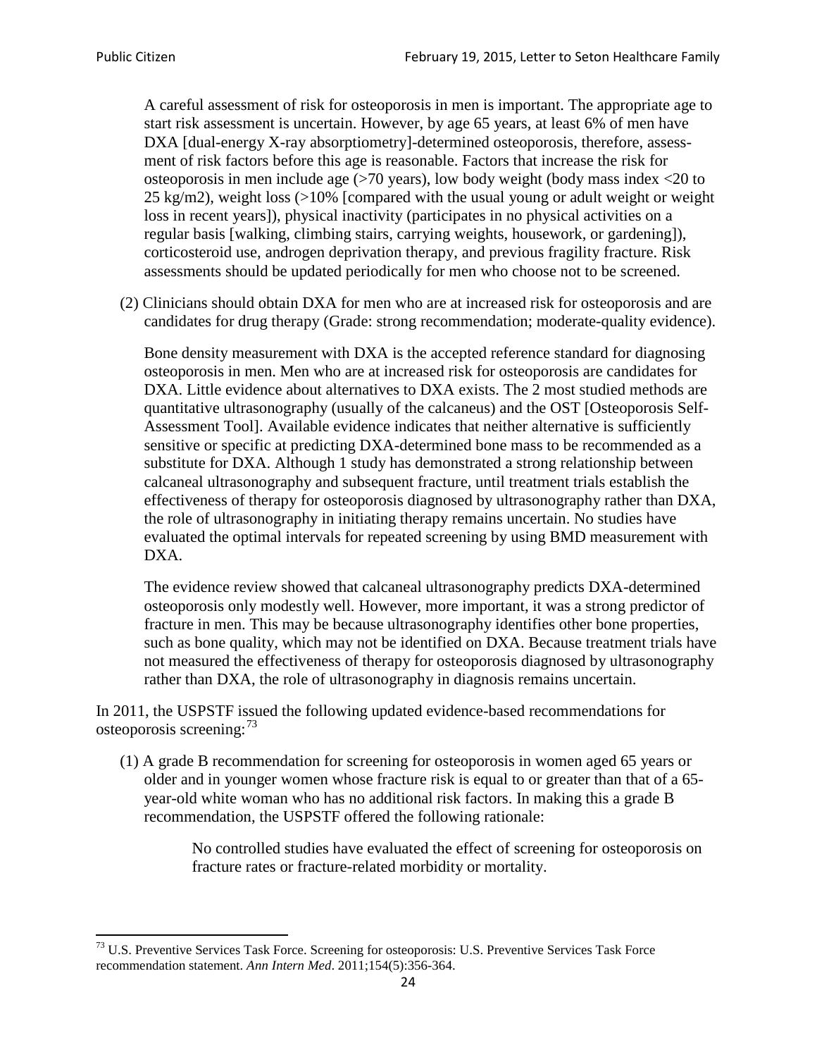A careful assessment of risk for osteoporosis in men is important. The appropriate age to start risk assessment is uncertain. However, by age 65 years, at least 6% of men have DXA [dual-energy X-ray absorptiometry]-determined osteoporosis, therefore, assessment of risk factors before this age is reasonable. Factors that increase the risk for osteoporosis in men include age (>70 years), low body weight (body mass index <20 to 25 kg/m2), weight loss (>10% [compared with the usual young or adult weight or weight loss in recent years]), physical inactivity (participates in no physical activities on a regular basis [walking, climbing stairs, carrying weights, housework, or gardening]), corticosteroid use, androgen deprivation therapy, and previous fragility fracture. Risk assessments should be updated periodically for men who choose not to be screened.

(2) Clinicians should obtain DXA for men who are at increased risk for osteoporosis and are candidates for drug therapy (Grade: strong recommendation; moderate-quality evidence).

Bone density measurement with DXA is the accepted reference standard for diagnosing osteoporosis in men. Men who are at increased risk for osteoporosis are candidates for DXA. Little evidence about alternatives to DXA exists. The 2 most studied methods are quantitative ultrasonography (usually of the calcaneus) and the OST [Osteoporosis Self-Assessment Tool]. Available evidence indicates that neither alternative is sufficiently sensitive or specific at predicting DXA-determined bone mass to be recommended as a substitute for DXA. Although 1 study has demonstrated a strong relationship between calcaneal ultrasonography and subsequent fracture, until treatment trials establish the effectiveness of therapy for osteoporosis diagnosed by ultrasonography rather than DXA, the role of ultrasonography in initiating therapy remains uncertain. No studies have evaluated the optimal intervals for repeated screening by using BMD measurement with DXA.

The evidence review showed that calcaneal ultrasonography predicts DXA-determined osteoporosis only modestly well. However, more important, it was a strong predictor of fracture in men. This may be because ultrasonography identifies other bone properties, such as bone quality, which may not be identified on DXA. Because treatment trials have not measured the effectiveness of therapy for osteoporosis diagnosed by ultrasonography rather than DXA, the role of ultrasonography in diagnosis remains uncertain.

In 2011, the USPSTF issued the following updated evidence-based recommendations for osteoporosis screening:[73]

(1) A grade B recommendation for screening for osteoporosis in women aged 65 years or older and in younger women whose fracture risk is equal to or greater than that of a 65-year-old white woman who has no additional risk factors. In making this a grade B recommendation, the USPSTF offered the following rationale:

> No controlled studies have evaluated the effect of screening for osteoporosis on fracture rates or fracture-related morbidity or mortality.

---

[73] U.S. Preventive Services Task Force. Screening for osteoporosis: U.S. Preventive Services Task Force recommendation statement. *Ann Intern Med*. 2011;154(5):356-364.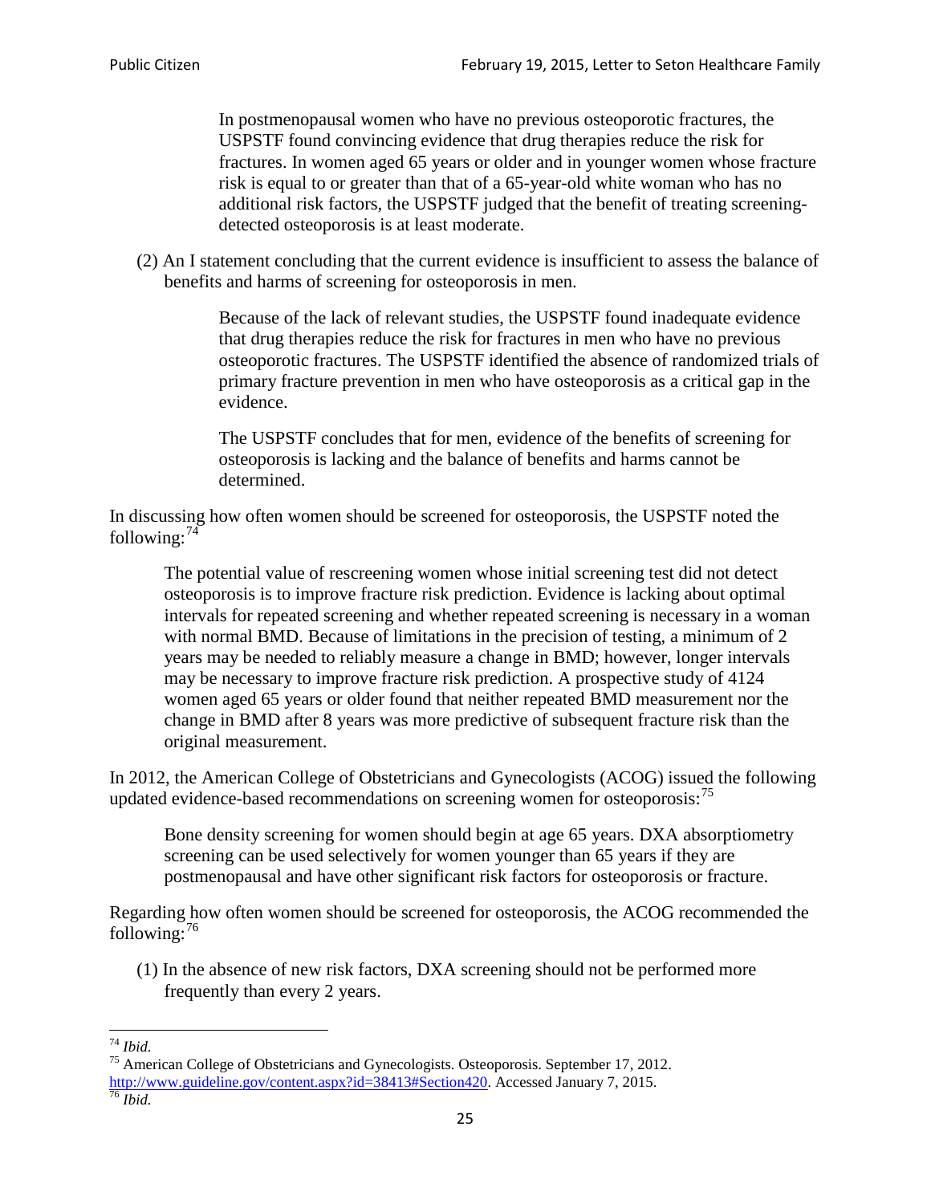> In postmenopausal women who have no previous osteoporotic fractures, the USPSTF found convincing evidence that drug therapies reduce the risk for fractures. In women aged 65 years or older and in younger women whose fracture risk is equal to or greater than that of a 65-year-old white woman who has no additional risk factors, the USPSTF judged that the benefit of treating screening-detected osteoporosis is at least moderate.

(2) An I statement concluding that the current evidence is insufficient to assess the balance of benefits and harms of screening for osteoporosis in men.

> Because of the lack of relevant studies, the USPSTF found inadequate evidence that drug therapies reduce the risk for fractures in men who have no previous osteoporotic fractures. The USPSTF identified the absence of randomized trials of primary fracture prevention in men who have osteoporosis as a critical gap in the evidence.
>
> The USPSTF concludes that for men, evidence of the benefits of screening for osteoporosis is lacking and the balance of benefits and harms cannot be determined.

In discussing how often women should be screened for osteoporosis, the USPSTF noted the following:[74]

> The potential value of rescreening women whose initial screening test did not detect osteoporosis is to improve fracture risk prediction. Evidence is lacking about optimal intervals for repeated screening and whether repeated screening is necessary in a woman with normal BMD. Because of limitations in the precision of testing, a minimum of 2 years may be needed to reliably measure a change in BMD; however, longer intervals may be necessary to improve fracture risk prediction. A prospective study of 4124 women aged 65 years or older found that neither repeated BMD measurement nor the change in BMD after 8 years was more predictive of subsequent fracture risk than the original measurement.

In 2012, the American College of Obstetricians and Gynecologists (ACOG) issued the following updated evidence-based recommendations on screening women for osteoporosis:[75]

> Bone density screening for women should begin at age 65 years. DXA absorptiometry screening can be used selectively for women younger than 65 years if they are postmenopausal and have other significant risk factors for osteoporosis or fracture.

Regarding how often women should be screened for osteoporosis, the ACOG recommended the following:[76]

(1) In the absence of new risk factors, DXA screening should not be performed more frequently than every 2 years.

---

[74] *Ibid.*

[75] American College of Obstetricians and Gynecologists. Osteoporosis. September 17, 2012. http://www.guideline.gov/content.aspx?id=38413#Section420. Accessed January 7, 2015.

[76] *Ibid.*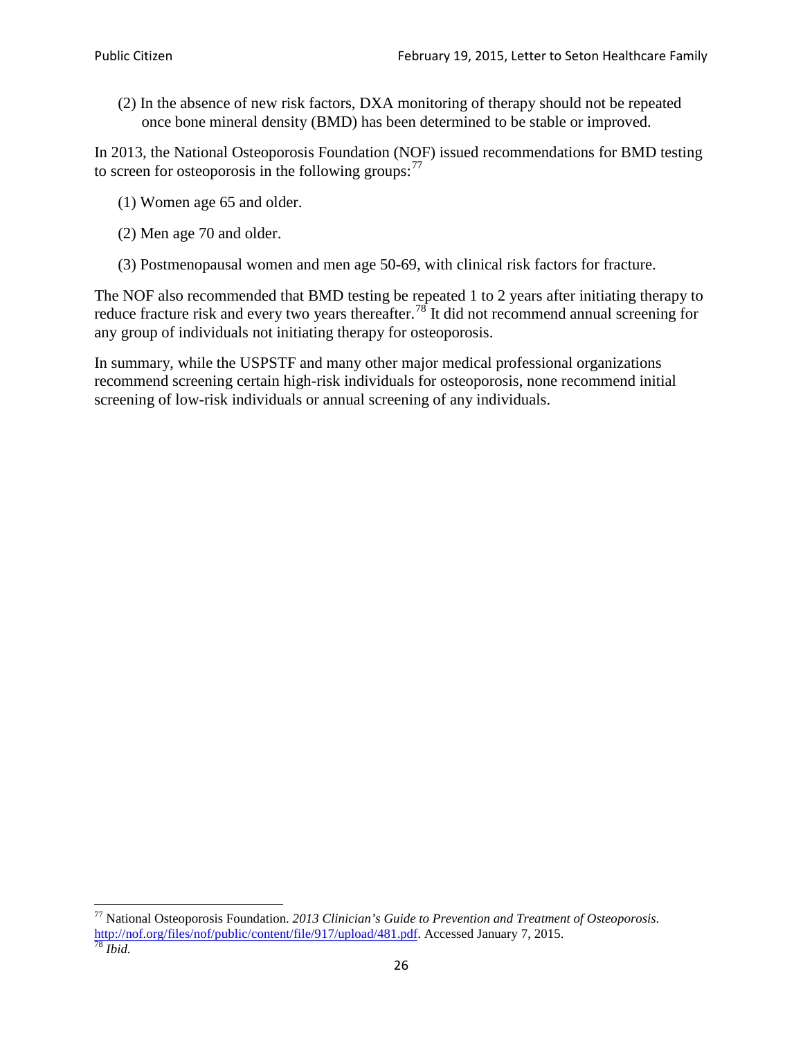(2) In the absence of new risk factors, DXA monitoring of therapy should not be repeated once bone mineral density (BMD) has been determined to be stable or improved.

In 2013, the National Osteoporosis Foundation (NOF) issued recommendations for BMD testing to screen for osteoporosis in the following groups:[77]

(1) Women age 65 and older.

(2) Men age 70 and older.

(3) Postmenopausal women and men age 50-69, with clinical risk factors for fracture.

The NOF also recommended that BMD testing be repeated 1 to 2 years after initiating therapy to reduce fracture risk and every two years thereafter.[78] It did not recommend annual screening for any group of individuals not initiating therapy for osteoporosis.

In summary, while the USPSTF and many other major medical professional organizations recommend screening certain high-risk individuals for osteoporosis, none recommend initial screening of low-risk individuals or annual screening of any individuals.

---

[77] National Osteoporosis Foundation. *2013 Clinician's Guide to Prevention and Treatment of Osteoporosis.* http://nof.org/files/nof/public/content/file/917/upload/481.pdf. Accessed January 7, 2015.

[78] *Ibid.*